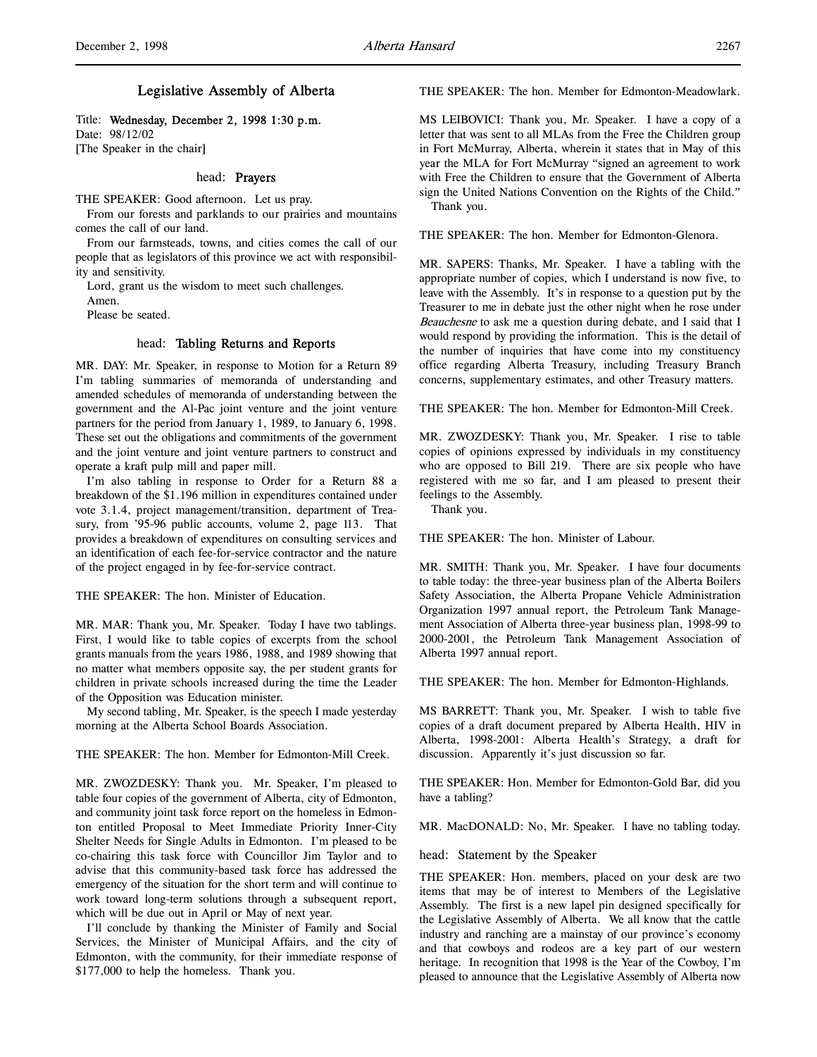# Legislative Assembly of Alberta

Title: **Wednesday, December 2, 1998 1:30 p.m.**
Date: 98/12/02
[The Speaker in the chair]

## head: Prayers

THE SPEAKER: Good afternoon. Let us pray.

From our forests and parklands to our prairies and mountains comes the call of our land.

From our farmsteads, towns, and cities comes the call of our people that as legislators of this province we act with responsibility and sensitivity.

Lord, grant us the wisdom to meet such challenges.

Amen.

Please be seated.

## head: Tabling Returns and Reports

MR. DAY: Mr. Speaker, in response to Motion for a Return 89 I'm tabling summaries of memoranda of understanding and amended schedules of memoranda of understanding between the government and the Al-Pac joint venture and the joint venture partners for the period from January 1, 1989, to January 6, 1998. These set out the obligations and commitments of the government and the joint venture and joint venture partners to construct and operate a kraft pulp mill and paper mill.

I'm also tabling in response to Order for a Return 88 a breakdown of the $1.196 million in expenditures contained under vote 3.1.4, project management/transition, department of Treasury, from '95-96 public accounts, volume 2, page 113. That provides a breakdown of expenditures on consulting services and an identification of each fee-for-service contractor and the nature of the project engaged in by fee-for-service contract.

THE SPEAKER: The hon. Minister of Education.

MR. MAR: Thank you, Mr. Speaker. Today I have two tablings. First, I would like to table copies of excerpts from the school grants manuals from the years 1986, 1988, and 1989 showing that no matter what members opposite say, the per student grants for children in private schools increased during the time the Leader of the Opposition was Education minister.

My second tabling, Mr. Speaker, is the speech I made yesterday morning at the Alberta School Boards Association.

THE SPEAKER: The hon. Member for Edmonton-Mill Creek.

MR. ZWOZDESKY: Thank you. Mr. Speaker, I'm pleased to table four copies of the government of Alberta, city of Edmonton, and community joint task force report on the homeless in Edmonton entitled Proposal to Meet Immediate Priority Inner-City Shelter Needs for Single Adults in Edmonton. I'm pleased to be co-chairing this task force with Councillor Jim Taylor and to advise that this community-based task force has addressed the emergency of the situation for the short term and will continue to work toward long-term solutions through a subsequent report, which will be due out in April or May of next year.

I'll conclude by thanking the Minister of Family and Social Services, the Minister of Municipal Affairs, and the city of Edmonton, with the community, for their immediate response of $177,000 to help the homeless. Thank you.

THE SPEAKER: The hon. Member for Edmonton-Meadowlark.

MS LEIBOVICI: Thank you, Mr. Speaker. I have a copy of a letter that was sent to all MLAs from the Free the Children group in Fort McMurray, Alberta, wherein it states that in May of this year the MLA for Fort McMurray "signed an agreement to work with Free the Children to ensure that the Government of Alberta sign the United Nations Convention on the Rights of the Child."

Thank you.

THE SPEAKER: The hon. Member for Edmonton-Glenora.

MR. SAPERS: Thanks, Mr. Speaker. I have a tabling with the appropriate number of copies, which I understand is now five, to leave with the Assembly. It's in response to a question put by the Treasurer to me in debate just the other night when he rose under *Beauchesne* to ask me a question during debate, and I said that I would respond by providing the information. This is the detail of the number of inquiries that have come into my constituency office regarding Alberta Treasury, including Treasury Branch concerns, supplementary estimates, and other Treasury matters.

THE SPEAKER: The hon. Member for Edmonton-Mill Creek.

MR. ZWOZDESKY: Thank you, Mr. Speaker. I rise to table copies of opinions expressed by individuals in my constituency who are opposed to Bill 219. There are six people who have registered with me so far, and I am pleased to present their feelings to the Assembly.

Thank you.

THE SPEAKER: The hon. Minister of Labour.

MR. SMITH: Thank you, Mr. Speaker. I have four documents to table today: the three-year business plan of the Alberta Boilers Safety Association, the Alberta Propane Vehicle Administration Organization 1997 annual report, the Petroleum Tank Management Association of Alberta three-year business plan, 1998-99 to 2000-2001, the Petroleum Tank Management Association of Alberta 1997 annual report.

THE SPEAKER: The hon. Member for Edmonton-Highlands.

MS BARRETT: Thank you, Mr. Speaker. I wish to table five copies of a draft document prepared by Alberta Health, HIV in Alberta, 1998-2001: Alberta Health's Strategy, a draft for discussion. Apparently it's just discussion so far.

THE SPEAKER: Hon. Member for Edmonton-Gold Bar, did you have a tabling?

MR. MacDONALD: No, Mr. Speaker. I have no tabling today.

## head: Statement by the Speaker

THE SPEAKER: Hon. members, placed on your desk are two items that may be of interest to Members of the Legislative Assembly. The first is a new lapel pin designed specifically for the Legislative Assembly of Alberta. We all know that the cattle industry and ranching are a mainstay of our province's economy and that cowboys and rodeos are a key part of our western heritage. In recognition that 1998 is the Year of the Cowboy, I'm pleased to announce that the Legislative Assembly of Alberta now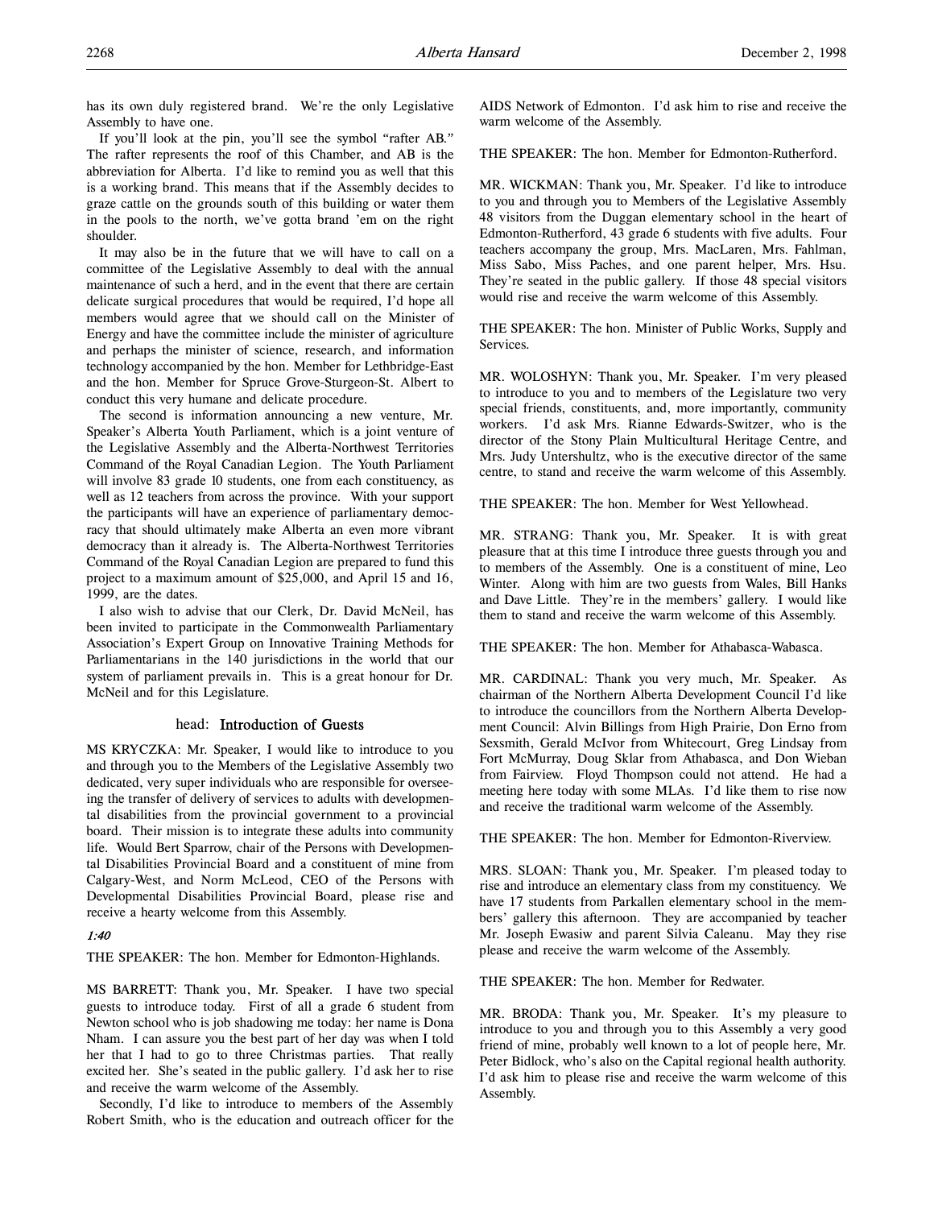has its own duly registered brand. We're the only Legislative Assembly to have one.

If you'll look at the pin, you'll see the symbol "rafter AB." The rafter represents the roof of this Chamber, and AB is the abbreviation for Alberta. I'd like to remind you as well that this is a working brand. This means that if the Assembly decides to graze cattle on the grounds south of this building or water them in the pools to the north, we've gotta brand 'em on the right shoulder.

It may also be in the future that we will have to call on a committee of the Legislative Assembly to deal with the annual maintenance of such a herd, and in the event that there are certain delicate surgical procedures that would be required, I'd hope all members would agree that we should call on the Minister of Energy and have the committee include the minister of agriculture and perhaps the minister of science, research, and information technology accompanied by the hon. Member for Lethbridge-East and the hon. Member for Spruce Grove-Sturgeon-St. Albert to conduct this very humane and delicate procedure.

The second is information announcing a new venture, Mr. Speaker's Alberta Youth Parliament, which is a joint venture of the Legislative Assembly and the Alberta-Northwest Territories Command of the Royal Canadian Legion. The Youth Parliament will involve 83 grade 10 students, one from each constituency, as well as 12 teachers from across the province. With your support the participants will have an experience of parliamentary democracy that should ultimately make Alberta an even more vibrant democracy than it already is. The Alberta-Northwest Territories Command of the Royal Canadian Legion are prepared to fund this project to a maximum amount of $25,000, and April 15 and 16, 1999, are the dates.

I also wish to advise that our Clerk, Dr. David McNeil, has been invited to participate in the Commonwealth Parliamentary Association's Expert Group on Innovative Training Methods for Parliamentarians in the 140 jurisdictions in the world that our system of parliament prevails in. This is a great honour for Dr. McNeil and for this Legislature.

## head: Introduction of Guests

MS KRYCZKA: Mr. Speaker, I would like to introduce to you and through you to the Members of the Legislative Assembly two dedicated, very super individuals who are responsible for overseeing the transfer of delivery of services to adults with developmental disabilities from the provincial government to a provincial board. Their mission is to integrate these adults into community life. Would Bert Sparrow, chair of the Persons with Developmental Disabilities Provincial Board and a constituent of mine from Calgary-West, and Norm McLeod, CEO of the Persons with Developmental Disabilities Provincial Board, please rise and receive a hearty welcome from this Assembly.

*1:40*

THE SPEAKER: The hon. Member for Edmonton-Highlands.

MS BARRETT: Thank you, Mr. Speaker. I have two special guests to introduce today. First of all a grade 6 student from Newton school who is job shadowing me today: her name is Dona Nham. I can assure you the best part of her day was when I told her that I had to go to three Christmas parties. That really excited her. She's seated in the public gallery. I'd ask her to rise and receive the warm welcome of the Assembly.

Secondly, I'd like to introduce to members of the Assembly Robert Smith, who is the education and outreach officer for the AIDS Network of Edmonton. I'd ask him to rise and receive the warm welcome of the Assembly.

THE SPEAKER: The hon. Member for Edmonton-Rutherford.

MR. WICKMAN: Thank you, Mr. Speaker. I'd like to introduce to you and through you to Members of the Legislative Assembly 48 visitors from the Duggan elementary school in the heart of Edmonton-Rutherford, 43 grade 6 students with five adults. Four teachers accompany the group, Mrs. MacLaren, Mrs. Fahlman, Miss Sabo, Miss Paches, and one parent helper, Mrs. Hsu. They're seated in the public gallery. If those 48 special visitors would rise and receive the warm welcome of this Assembly.

THE SPEAKER: The hon. Minister of Public Works, Supply and Services.

MR. WOLOSHYN: Thank you, Mr. Speaker. I'm very pleased to introduce to you and to members of the Legislature two very special friends, constituents, and, more importantly, community workers. I'd ask Mrs. Rianne Edwards-Switzer, who is the director of the Stony Plain Multicultural Heritage Centre, and Mrs. Judy Untershultz, who is the executive director of the same centre, to stand and receive the warm welcome of this Assembly.

THE SPEAKER: The hon. Member for West Yellowhead.

MR. STRANG: Thank you, Mr. Speaker. It is with great pleasure that at this time I introduce three guests through you and to members of the Assembly. One is a constituent of mine, Leo Winter. Along with him are two guests from Wales, Bill Hanks and Dave Little. They're in the members' gallery. I would like them to stand and receive the warm welcome of this Assembly.

THE SPEAKER: The hon. Member for Athabasca-Wabasca.

MR. CARDINAL: Thank you very much, Mr. Speaker. As chairman of the Northern Alberta Development Council I'd like to introduce the councillors from the Northern Alberta Development Council: Alvin Billings from High Prairie, Don Erno from Sexsmith, Gerald McIvor from Whitecourt, Greg Lindsay from Fort McMurray, Doug Sklar from Athabasca, and Don Wieban from Fairview. Floyd Thompson could not attend. He had a meeting here today with some MLAs. I'd like them to rise now and receive the traditional warm welcome of the Assembly.

THE SPEAKER: The hon. Member for Edmonton-Riverview.

MRS. SLOAN: Thank you, Mr. Speaker. I'm pleased today to rise and introduce an elementary class from my constituency. We have 17 students from Parkallen elementary school in the members' gallery this afternoon. They are accompanied by teacher Mr. Joseph Ewasiw and parent Silvia Caleanu. May they rise please and receive the warm welcome of the Assembly.

THE SPEAKER: The hon. Member for Redwater.

MR. BRODA: Thank you, Mr. Speaker. It's my pleasure to introduce to you and through you to this Assembly a very good friend of mine, probably well known to a lot of people here, Mr. Peter Bidlock, who's also on the Capital regional health authority. I'd ask him to please rise and receive the warm welcome of this Assembly.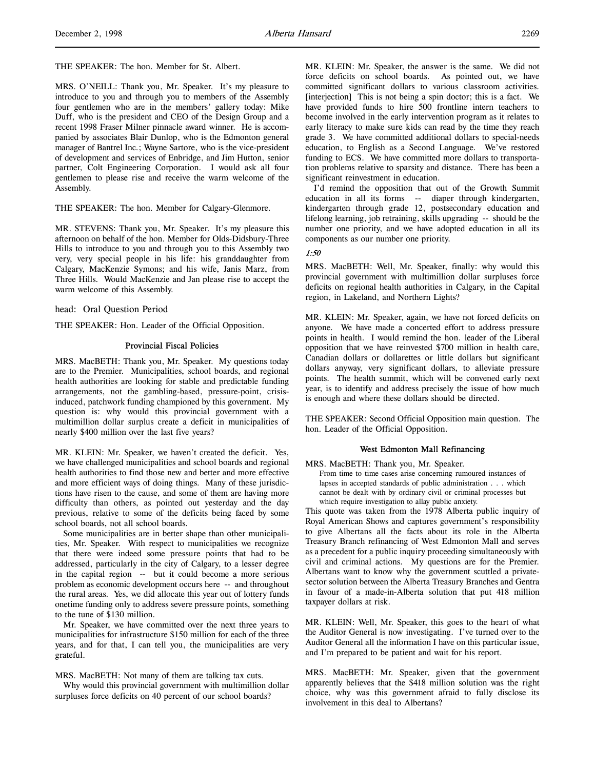THE SPEAKER: The hon. Member for St. Albert.

MRS. O'NEILL: Thank you, Mr. Speaker. It's my pleasure to introduce to you and through you to members of the Assembly four gentlemen who are in the members' gallery today: Mike Duff, who is the president and CEO of the Design Group and a recent 1998 Fraser Milner pinnacle award winner. He is accompanied by associates Blair Dunlop, who is the Edmonton general manager of Bantrel Inc.; Wayne Sartore, who is the vice-president of development and services of Enbridge, and Jim Hutton, senior partner, Colt Engineering Corporation. I would ask all four gentlemen to please rise and receive the warm welcome of the Assembly.

THE SPEAKER: The hon. Member for Calgary-Glenmore.

MR. STEVENS: Thank you, Mr. Speaker. It's my pleasure this afternoon on behalf of the hon. Member for Olds-Didsbury-Three Hills to introduce to you and through you to this Assembly two very, very special people in his life: his granddaughter from Calgary, MacKenzie Symons; and his wife, Janis Marz, from Three Hills. Would MacKenzie and Jan please rise to accept the warm welcome of this Assembly.

head: Oral Question Period

THE SPEAKER: Hon. Leader of the Official Opposition.

## Provincial Fiscal Policies

MRS. MacBETH: Thank you, Mr. Speaker. My questions today are to the Premier. Municipalities, school boards, and regional health authorities are looking for stable and predictable funding arrangements, not the gambling-based, pressure-point, crisis-induced, patchwork funding championed by this government. My question is: why would this provincial government with a multimillion dollar surplus create a deficit in municipalities of nearly $400 million over the last five years?

MR. KLEIN: Mr. Speaker, we haven't created the deficit. Yes, we have challenged municipalities and school boards and regional health authorities to find those new and better and more effective and more efficient ways of doing things. Many of these jurisdictions have risen to the cause, and some of them are having more difficulty than others, as pointed out yesterday and the day previous, relative to some of the deficits being faced by some school boards, not all school boards.

Some municipalities are in better shape than other municipalities, Mr. Speaker. With respect to municipalities we recognize that there were indeed some pressure points that had to be addressed, particularly in the city of Calgary, to a lesser degree in the capital region -- but it could become a more serious problem as economic development occurs here -- and throughout the rural areas. Yes, we did allocate this year out of lottery funds onetime funding only to address severe pressure points, something to the tune of $130 million.

Mr. Speaker, we have committed over the next three years to municipalities for infrastructure $150 million for each of the three years, and for that, I can tell you, the municipalities are very grateful.

MRS. MacBETH: Not many of them are talking tax cuts.

Why would this provincial government with multimillion dollar surpluses force deficits on 40 percent of our school boards?

MR. KLEIN: Mr. Speaker, the answer is the same. We did not force deficits on school boards. As pointed out, we have committed significant dollars to various classroom activities. [interjection] This is not being a spin doctor; this is a fact. We have provided funds to hire 500 frontline intern teachers to become involved in the early intervention program as it relates to early literacy to make sure kids can read by the time they reach grade 3. We have committed additional dollars to special-needs education, to English as a Second Language. We've restored funding to ECS. We have committed more dollars to transportation problems relative to sparsity and distance. There has been a significant reinvestment in education.

I'd remind the opposition that out of the Growth Summit education in all its forms -- diaper through kindergarten, kindergarten through grade 12, postsecondary education and lifelong learning, job retraining, skills upgrading -- should be the number one priority, and we have adopted education in all its components as our number one priority.

*1:50*

MRS. MacBETH: Well, Mr. Speaker, finally: why would this provincial government with multimillion dollar surpluses force deficits on regional health authorities in Calgary, in the Capital region, in Lakeland, and Northern Lights?

MR. KLEIN: Mr. Speaker, again, we have not forced deficits on anyone. We have made a concerted effort to address pressure points in health. I would remind the hon. leader of the Liberal opposition that we have reinvested $700 million in health care, Canadian dollars or dollarettes or little dollars but significant dollars anyway, very significant dollars, to alleviate pressure points. The health summit, which will be convened early next year, is to identify and address precisely the issue of how much is enough and where these dollars should be directed.

THE SPEAKER: Second Official Opposition main question. The hon. Leader of the Official Opposition.

## West Edmonton Mall Refinancing

MRS. MacBETH: Thank you, Mr. Speaker.

> From time to time cases arise concerning rumoured instances of lapses in accepted standards of public administration . . . which cannot be dealt with by ordinary civil or criminal processes but which require investigation to allay public anxiety.

This quote was taken from the 1978 Alberta public inquiry of Royal American Shows and captures government's responsibility to give Albertans all the facts about its role in the Alberta Treasury Branch refinancing of West Edmonton Mall and serves as a precedent for a public inquiry proceeding simultaneously with civil and criminal actions. My questions are for the Premier. Albertans want to know why the government scuttled a private-sector solution between the Alberta Treasury Branches and Gentra in favour of a made-in-Alberta solution that put 418 million taxpayer dollars at risk.

MR. KLEIN: Well, Mr. Speaker, this goes to the heart of what the Auditor General is now investigating. I've turned over to the Auditor General all the information I have on this particular issue, and I'm prepared to be patient and wait for his report.

MRS. MacBETH: Mr. Speaker, given that the government apparently believes that the $418 million solution was the right choice, why was this government afraid to fully disclose its involvement in this deal to Albertans?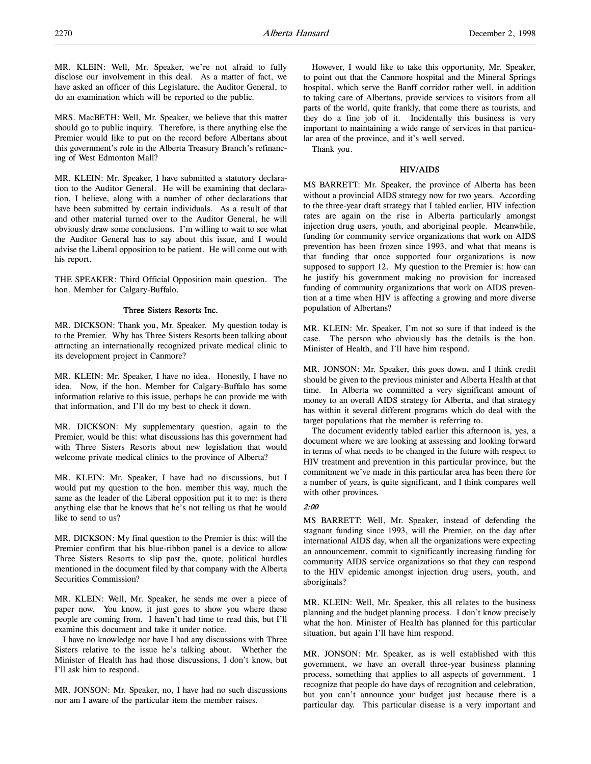MR. KLEIN: Well, Mr. Speaker, we're not afraid to fully disclose our involvement in this deal. As a matter of fact, we have asked an officer of this Legislature, the Auditor General, to do an examination which will be reported to the public.

MRS. MacBETH: Well, Mr. Speaker, we believe that this matter should go to public inquiry. Therefore, is there anything else the Premier would like to put on the record before Albertans about this government's role in the Alberta Treasury Branch's refinancing of West Edmonton Mall?

MR. KLEIN: Mr. Speaker, I have submitted a statutory declaration to the Auditor General. He will be examining that declaration, I believe, along with a number of other declarations that have been submitted by certain individuals. As a result of that and other material turned over to the Auditor General, he will obviously draw some conclusions. I'm willing to wait to see what the Auditor General has to say about this issue, and I would advise the Liberal opposition to be patient. He will come out with his report.

THE SPEAKER: Third Official Opposition main question. The hon. Member for Calgary-Buffalo.

### Three Sisters Resorts Inc.

MR. DICKSON: Thank you, Mr. Speaker. My question today is to the Premier. Why has Three Sisters Resorts been talking about attracting an internationally recognized private medical clinic to its development project in Canmore?

MR. KLEIN: Mr. Speaker, I have no idea. Honestly, I have no idea. Now, if the hon. Member for Calgary-Buffalo has some information relative to this issue, perhaps he can provide me with that information, and I'll do my best to check it down.

MR. DICKSON: My supplementary question, again to the Premier, would be this: what discussions has this government had with Three Sisters Resorts about new legislation that would welcome private medical clinics to the province of Alberta?

MR. KLEIN: Mr. Speaker, I have had no discussions, but I would put my question to the hon. member this way, much the same as the leader of the Liberal opposition put it to me: is there anything else that he knows that he's not telling us that he would like to send to us?

MR. DICKSON: My final question to the Premier is this: will the Premier confirm that his blue-ribbon panel is a device to allow Three Sisters Resorts to slip past the, quote, political hurdles mentioned in the document filed by that company with the Alberta Securities Commission?

MR. KLEIN: Well, Mr. Speaker, he sends me over a piece of paper now. You know, it just goes to show you where these people are coming from. I haven't had time to read this, but I'll examine this document and take it under notice.

I have no knowledge nor have I had any discussions with Three Sisters relative to the issue he's talking about. Whether the Minister of Health has had those discussions, I don't know, but I'll ask him to respond.

MR. JONSON: Mr. Speaker, no, I have had no such discussions nor am I aware of the particular item the member raises.

However, I would like to take this opportunity, Mr. Speaker, to point out that the Canmore hospital and the Mineral Springs hospital, which serve the Banff corridor rather well, in addition to taking care of Albertans, provide services to visitors from all parts of the world, quite frankly, that come there as tourists, and they do a fine job of it. Incidentally this business is very important to maintaining a wide range of services in that particular area of the province, and it's well served.

Thank you.

### HIV/AIDS

MS BARRETT: Mr. Speaker, the province of Alberta has been without a provincial AIDS strategy now for two years. According to the three-year draft strategy that I tabled earlier, HIV infection rates are again on the rise in Alberta particularly amongst injection drug users, youth, and aboriginal people. Meanwhile, funding for community service organizations that work on AIDS prevention has been frozen since 1993, and what that means is that funding that once supported four organizations is now supposed to support 12. My question to the Premier is: how can he justify his government making no provision for increased funding of community organizations that work on AIDS prevention at a time when HIV is affecting a growing and more diverse population of Albertans?

MR. KLEIN: Mr. Speaker, I'm not so sure if that indeed is the case. The person who obviously has the details is the hon. Minister of Health, and I'll have him respond.

MR. JONSON: Mr. Speaker, this goes down, and I think credit should be given to the previous minister and Alberta Health at that time. In Alberta we committed a very significant amount of money to an overall AIDS strategy for Alberta, and that strategy has within it several different programs which do deal with the target populations that the member is referring to.

The document evidently tabled earlier this afternoon is, yes, a document where we are looking at assessing and looking forward in terms of what needs to be changed in the future with respect to HIV treatment and prevention in this particular province, but the commitment we've made in this particular area has been there for a number of years, is quite significant, and I think compares well with other provinces.

*2:00*

MS BARRETT: Well, Mr. Speaker, instead of defending the stagnant funding since 1993, will the Premier, on the day after international AIDS day, when all the organizations were expecting an announcement, commit to significantly increasing funding for community AIDS service organizations so that they can respond to the HIV epidemic amongst injection drug users, youth, and aboriginals?

MR. KLEIN: Well, Mr. Speaker, this all relates to the business planning and the budget planning process. I don't know precisely what the hon. Minister of Health has planned for this particular situation, but again I'll have him respond.

MR. JONSON: Mr. Speaker, as is well established with this government, we have an overall three-year business planning process, something that applies to all aspects of government. I recognize that people do have days of recognition and celebration, but you can't announce your budget just because there is a particular day. This particular disease is a very important and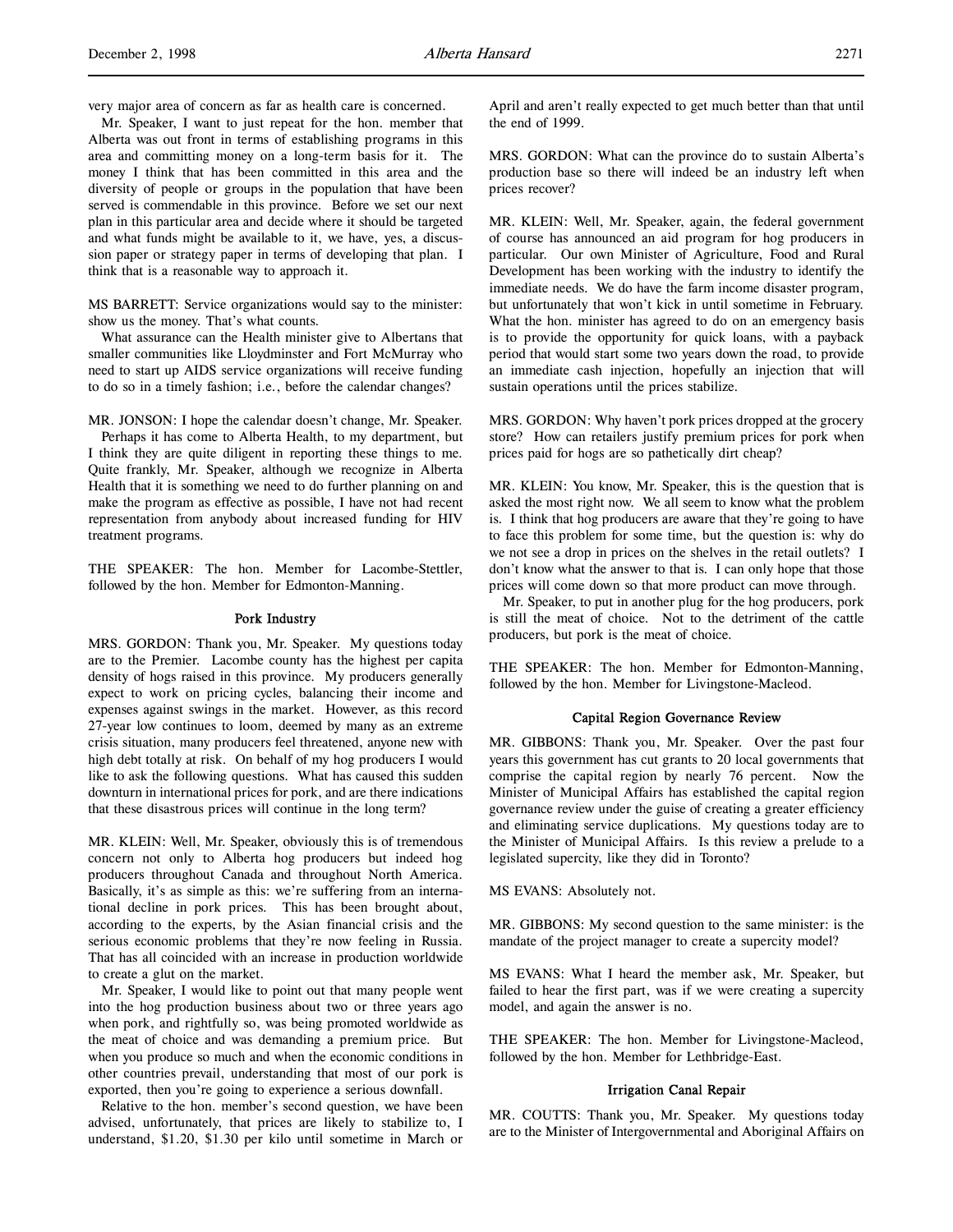very major area of concern as far as health care is concerned.

Mr. Speaker, I want to just repeat for the hon. member that Alberta was out front in terms of establishing programs in this area and committing money on a long-term basis for it. The money I think that has been committed in this area and the diversity of people or groups in the population that have been served is commendable in this province. Before we set our next plan in this particular area and decide where it should be targeted and what funds might be available to it, we have, yes, a discussion paper or strategy paper in terms of developing that plan. I think that is a reasonable way to approach it.

MS BARRETT: Service organizations would say to the minister: show us the money. That's what counts.

What assurance can the Health minister give to Albertans that smaller communities like Lloydminster and Fort McMurray who need to start up AIDS service organizations will receive funding to do so in a timely fashion; i.e., before the calendar changes?

MR. JONSON: I hope the calendar doesn't change, Mr. Speaker.

Perhaps it has come to Alberta Health, to my department, but I think they are quite diligent in reporting these things to me. Quite frankly, Mr. Speaker, although we recognize in Alberta Health that it is something we need to do further planning on and make the program as effective as possible, I have not had recent representation from anybody about increased funding for HIV treatment programs.

THE SPEAKER: The hon. Member for Lacombe-Stettler, followed by the hon. Member for Edmonton-Manning.

### Pork Industry

MRS. GORDON: Thank you, Mr. Speaker. My questions today are to the Premier. Lacombe county has the highest per capita density of hogs raised in this province. My producers generally expect to work on pricing cycles, balancing their income and expenses against swings in the market. However, as this record 27-year low continues to loom, deemed by many as an extreme crisis situation, many producers feel threatened, anyone new with high debt totally at risk. On behalf of my hog producers I would like to ask the following questions. What has caused this sudden downturn in international prices for pork, and are there indications that these disastrous prices will continue in the long term?

MR. KLEIN: Well, Mr. Speaker, obviously this is of tremendous concern not only to Alberta hog producers but indeed hog producers throughout Canada and throughout North America. Basically, it's as simple as this: we're suffering from an international decline in pork prices. This has been brought about, according to the experts, by the Asian financial crisis and the serious economic problems that they're now feeling in Russia. That has all coincided with an increase in production worldwide to create a glut on the market.

Mr. Speaker, I would like to point out that many people went into the hog production business about two or three years ago when pork, and rightfully so, was being promoted worldwide as the meat of choice and was demanding a premium price. But when you produce so much and when the economic conditions in other countries prevail, understanding that most of our pork is exported, then you're going to experience a serious downfall.

Relative to the hon. member's second question, we have been advised, unfortunately, that prices are likely to stabilize to, I understand, $1.20, $1.30 per kilo until sometime in March or April and aren't really expected to get much better than that until the end of 1999.

MRS. GORDON: What can the province do to sustain Alberta's production base so there will indeed be an industry left when prices recover?

MR. KLEIN: Well, Mr. Speaker, again, the federal government of course has announced an aid program for hog producers in particular. Our own Minister of Agriculture, Food and Rural Development has been working with the industry to identify the immediate needs. We do have the farm income disaster program, but unfortunately that won't kick in until sometime in February. What the hon. minister has agreed to do on an emergency basis is to provide the opportunity for quick loans, with a payback period that would start some two years down the road, to provide an immediate cash injection, hopefully an injection that will sustain operations until the prices stabilize.

MRS. GORDON: Why haven't pork prices dropped at the grocery store? How can retailers justify premium prices for pork when prices paid for hogs are so pathetically dirt cheap?

MR. KLEIN: You know, Mr. Speaker, this is the question that is asked the most right now. We all seem to know what the problem is. I think that hog producers are aware that they're going to have to face this problem for some time, but the question is: why do we not see a drop in prices on the shelves in the retail outlets? I don't know what the answer to that is. I can only hope that those prices will come down so that more product can move through.

Mr. Speaker, to put in another plug for the hog producers, pork is still the meat of choice. Not to the detriment of the cattle producers, but pork is the meat of choice.

THE SPEAKER: The hon. Member for Edmonton-Manning, followed by the hon. Member for Livingstone-Macleod.

### Capital Region Governance Review

MR. GIBBONS: Thank you, Mr. Speaker. Over the past four years this government has cut grants to 20 local governments that comprise the capital region by nearly 76 percent. Now the Minister of Municipal Affairs has established the capital region governance review under the guise of creating a greater efficiency and eliminating service duplications. My questions today are to the Minister of Municipal Affairs. Is this review a prelude to a legislated supercity, like they did in Toronto?

MS EVANS: Absolutely not.

MR. GIBBONS: My second question to the same minister: is the mandate of the project manager to create a supercity model?

MS EVANS: What I heard the member ask, Mr. Speaker, but failed to hear the first part, was if we were creating a supercity model, and again the answer is no.

THE SPEAKER: The hon. Member for Livingstone-Macleod, followed by the hon. Member for Lethbridge-East.

### Irrigation Canal Repair

MR. COUTTS: Thank you, Mr. Speaker. My questions today are to the Minister of Intergovernmental and Aboriginal Affairs on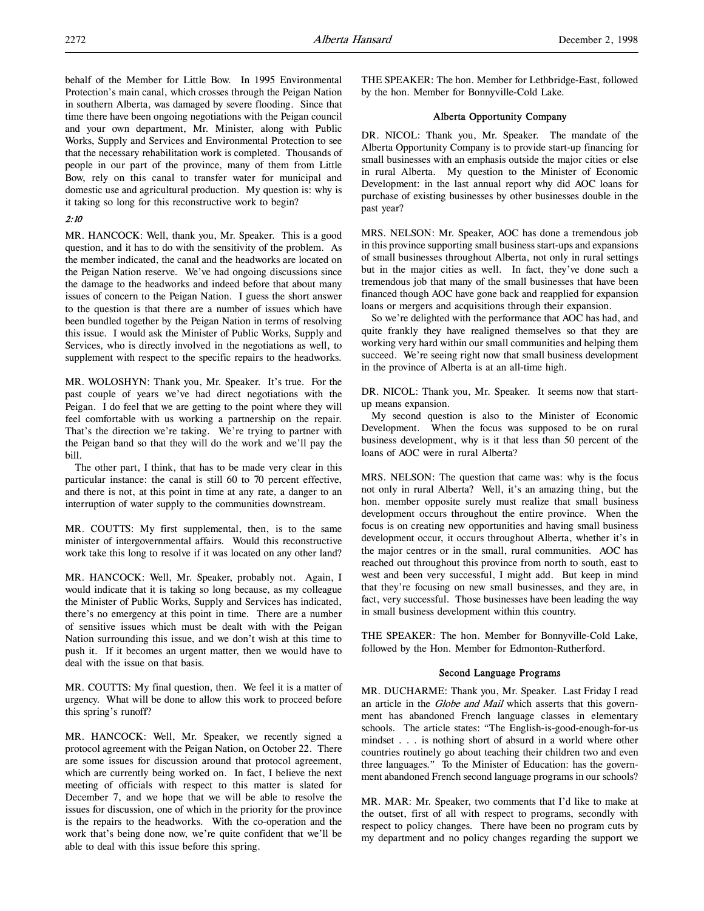behalf of the Member for Little Bow. In 1995 Environmental Protection's main canal, which crosses through the Peigan Nation in southern Alberta, was damaged by severe flooding. Since that time there have been ongoing negotiations with the Peigan council and your own department, Mr. Minister, along with Public Works, Supply and Services and Environmental Protection to see that the necessary rehabilitation work is completed. Thousands of people in our part of the province, many of them from Little Bow, rely on this canal to transfer water for municipal and domestic use and agricultural production. My question is: why is it taking so long for this reconstructive work to begin?

*2:10*

MR. HANCOCK: Well, thank you, Mr. Speaker. This is a good question, and it has to do with the sensitivity of the problem. As the member indicated, the canal and the headworks are located on the Peigan Nation reserve. We've had ongoing discussions since the damage to the headworks and indeed before that about many issues of concern to the Peigan Nation. I guess the short answer to the question is that there are a number of issues which have been bundled together by the Peigan Nation in terms of resolving this issue. I would ask the Minister of Public Works, Supply and Services, who is directly involved in the negotiations as well, to supplement with respect to the specific repairs to the headworks.

MR. WOLOSHYN: Thank you, Mr. Speaker. It's true. For the past couple of years we've had direct negotiations with the Peigan. I do feel that we are getting to the point where they will feel comfortable with us working a partnership on the repair. That's the direction we're taking. We're trying to partner with the Peigan band so that they will do the work and we'll pay the bill.

The other part, I think, that has to be made very clear in this particular instance: the canal is still 60 to 70 percent effective, and there is not, at this point in time at any rate, a danger to an interruption of water supply to the communities downstream.

MR. COUTTS: My first supplemental, then, is to the same minister of intergovernmental affairs. Would this reconstructive work take this long to resolve if it was located on any other land?

MR. HANCOCK: Well, Mr. Speaker, probably not. Again, I would indicate that it is taking so long because, as my colleague the Minister of Public Works, Supply and Services has indicated, there's no emergency at this point in time. There are a number of sensitive issues which must be dealt with with the Peigan Nation surrounding this issue, and we don't wish at this time to push it. If it becomes an urgent matter, then we would have to deal with the issue on that basis.

MR. COUTTS: My final question, then. We feel it is a matter of urgency. What will be done to allow this work to proceed before this spring's runoff?

MR. HANCOCK: Well, Mr. Speaker, we recently signed a protocol agreement with the Peigan Nation, on October 22. There are some issues for discussion around that protocol agreement, which are currently being worked on. In fact, I believe the next meeting of officials with respect to this matter is slated for December 7, and we hope that we will be able to resolve the issues for discussion, one of which in the priority for the province is the repairs to the headworks. With the co-operation and the work that's being done now, we're quite confident that we'll be able to deal with this issue before this spring.

THE SPEAKER: The hon. Member for Lethbridge-East, followed by the hon. Member for Bonnyville-Cold Lake.

### Alberta Opportunity Company

DR. NICOL: Thank you, Mr. Speaker. The mandate of the Alberta Opportunity Company is to provide start-up financing for small businesses with an emphasis outside the major cities or else in rural Alberta. My question to the Minister of Economic Development: in the last annual report why did AOC loans for purchase of existing businesses by other businesses double in the past year?

MRS. NELSON: Mr. Speaker, AOC has done a tremendous job in this province supporting small business start-ups and expansions of small businesses throughout Alberta, not only in rural settings but in the major cities as well. In fact, they've done such a tremendous job that many of the small businesses that have been financed though AOC have gone back and reapplied for expansion loans or mergers and acquisitions through their expansion.

So we're delighted with the performance that AOC has had, and quite frankly they have realigned themselves so that they are working very hard within our small communities and helping them succeed. We're seeing right now that small business development in the province of Alberta is at an all-time high.

DR. NICOL: Thank you, Mr. Speaker. It seems now that start-up means expansion.

My second question is also to the Minister of Economic Development. When the focus was supposed to be on rural business development, why is it that less than 50 percent of the loans of AOC were in rural Alberta?

MRS. NELSON: The question that came was: why is the focus not only in rural Alberta? Well, it's an amazing thing, but the hon. member opposite surely must realize that small business development occurs throughout the entire province. When the focus is on creating new opportunities and having small business development occur, it occurs throughout Alberta, whether it's in the major centres or in the small, rural communities. AOC has reached out throughout this province from north to south, east to west and been very successful, I might add. But keep in mind that they're focusing on new small businesses, and they are, in fact, very successful. Those businesses have been leading the way in small business development within this country.

THE SPEAKER: The hon. Member for Bonnyville-Cold Lake, followed by the Hon. Member for Edmonton-Rutherford.

### Second Language Programs

MR. DUCHARME: Thank you, Mr. Speaker. Last Friday I read an article in the *Globe and Mail* which asserts that this government has abandoned French language classes in elementary schools. The article states: "The English-is-good-enough-for-us mindset . . . is nothing short of absurd in a world where other countries routinely go about teaching their children two and even three languages." To the Minister of Education: has the government abandoned French second language programs in our schools?

MR. MAR: Mr. Speaker, two comments that I'd like to make at the outset, first of all with respect to programs, secondly with respect to policy changes. There have been no program cuts by my department and no policy changes regarding the support we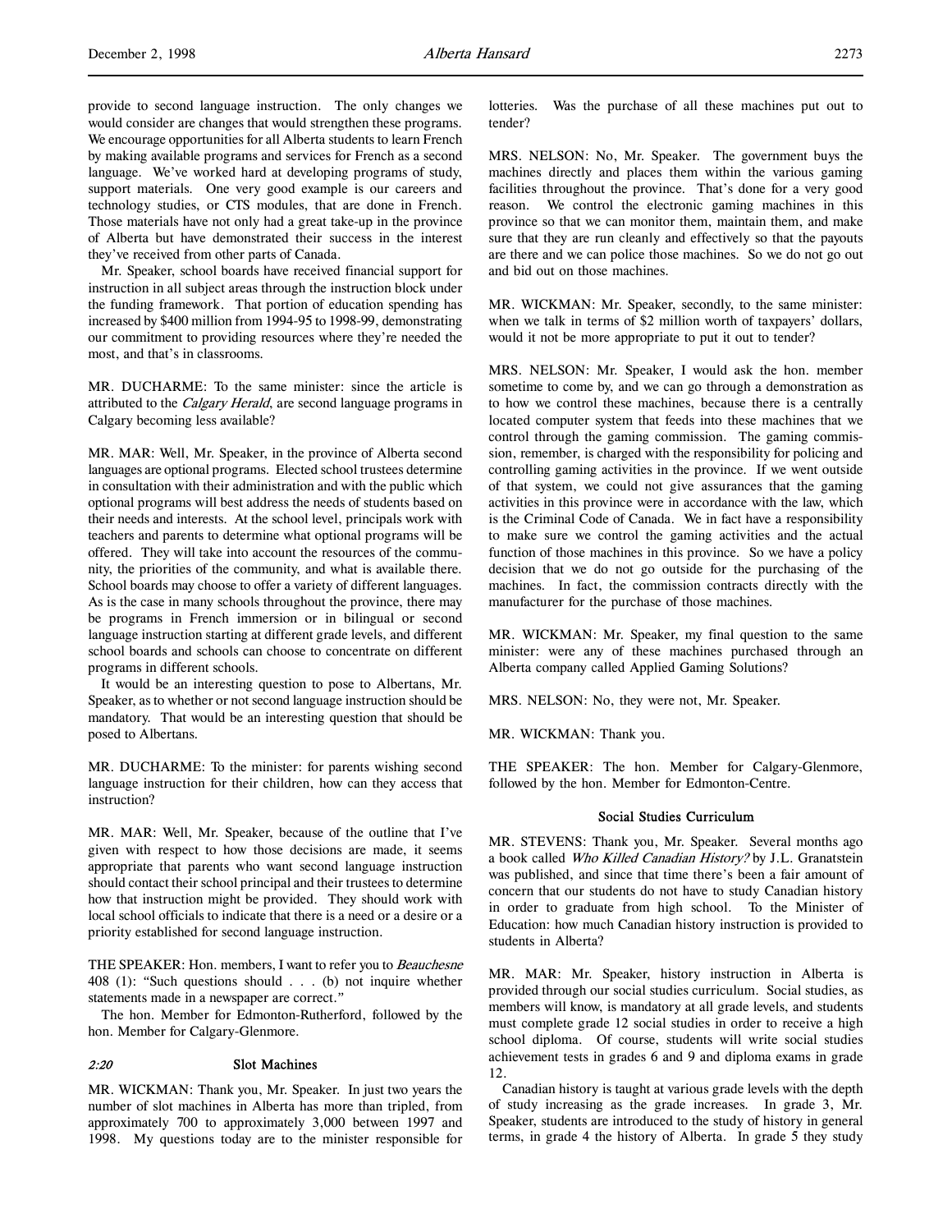provide to second language instruction. The only changes we would consider are changes that would strengthen these programs. We encourage opportunities for all Alberta students to learn French by making available programs and services for French as a second language. We've worked hard at developing programs of study, support materials. One very good example is our careers and technology studies, or CTS modules, that are done in French. Those materials have not only had a great take-up in the province of Alberta but have demonstrated their success in the interest they've received from other parts of Canada.

Mr. Speaker, school boards have received financial support for instruction in all subject areas through the instruction block under the funding framework. That portion of education spending has increased by $400 million from 1994-95 to 1998-99, demonstrating our commitment to providing resources where they're needed the most, and that's in classrooms.

MR. DUCHARME: To the same minister: since the article is attributed to the *Calgary Herald*, are second language programs in Calgary becoming less available?

MR. MAR: Well, Mr. Speaker, in the province of Alberta second languages are optional programs. Elected school trustees determine in consultation with their administration and with the public which optional programs will best address the needs of students based on their needs and interests. At the school level, principals work with teachers and parents to determine what optional programs will be offered. They will take into account the resources of the community, the priorities of the community, and what is available there. School boards may choose to offer a variety of different languages. As is the case in many schools throughout the province, there may be programs in French immersion or in bilingual or second language instruction starting at different grade levels, and different school boards and schools can choose to concentrate on different programs in different schools.

It would be an interesting question to pose to Albertans, Mr. Speaker, as to whether or not second language instruction should be mandatory. That would be an interesting question that should be posed to Albertans.

MR. DUCHARME: To the minister: for parents wishing second language instruction for their children, how can they access that instruction?

MR. MAR: Well, Mr. Speaker, because of the outline that I've given with respect to how those decisions are made, it seems appropriate that parents who want second language instruction should contact their school principal and their trustees to determine how that instruction might be provided. They should work with local school officials to indicate that there is a need or a desire or a priority established for second language instruction.

THE SPEAKER: Hon. members, I want to refer you to *Beauchesne* 408 (1): "Such questions should . . . (b) not inquire whether statements made in a newspaper are correct."

The hon. Member for Edmonton-Rutherford, followed by the hon. Member for Calgary-Glenmore.

### *2:20* Slot Machines

MR. WICKMAN: Thank you, Mr. Speaker. In just two years the number of slot machines in Alberta has more than tripled, from approximately 700 to approximately 3,000 between 1997 and 1998. My questions today are to the minister responsible for lotteries. Was the purchase of all these machines put out to tender?

MRS. NELSON: No, Mr. Speaker. The government buys the machines directly and places them within the various gaming facilities throughout the province. That's done for a very good reason. We control the electronic gaming machines in this province so that we can monitor them, maintain them, and make sure that they are run cleanly and effectively so that the payouts are there and we can police those machines. So we do not go out and bid out on those machines.

MR. WICKMAN: Mr. Speaker, secondly, to the same minister: when we talk in terms of $2 million worth of taxpayers' dollars, would it not be more appropriate to put it out to tender?

MRS. NELSON: Mr. Speaker, I would ask the hon. member sometime to come by, and we can go through a demonstration as to how we control these machines, because there is a centrally located computer system that feeds into these machines that we control through the gaming commission. The gaming commission, remember, is charged with the responsibility for policing and controlling gaming activities in the province. If we went outside of that system, we could not give assurances that the gaming activities in this province were in accordance with the law, which is the Criminal Code of Canada. We in fact have a responsibility to make sure we control the gaming activities and the actual function of those machines in this province. So we have a policy decision that we do not go outside for the purchasing of the machines. In fact, the commission contracts directly with the manufacturer for the purchase of those machines.

MR. WICKMAN: Mr. Speaker, my final question to the same minister: were any of these machines purchased through an Alberta company called Applied Gaming Solutions?

MRS. NELSON: No, they were not, Mr. Speaker.

MR. WICKMAN: Thank you.

THE SPEAKER: The hon. Member for Calgary-Glenmore, followed by the hon. Member for Edmonton-Centre.

### Social Studies Curriculum

MR. STEVENS: Thank you, Mr. Speaker. Several months ago a book called *Who Killed Canadian History?* by J.L. Granatstein was published, and since that time there's been a fair amount of concern that our students do not have to study Canadian history in order to graduate from high school. To the Minister of Education: how much Canadian history instruction is provided to students in Alberta?

MR. MAR: Mr. Speaker, history instruction in Alberta is provided through our social studies curriculum. Social studies, as members will know, is mandatory at all grade levels, and students must complete grade 12 social studies in order to receive a high school diploma. Of course, students will write social studies achievement tests in grades 6 and 9 and diploma exams in grade 12.

Canadian history is taught at various grade levels with the depth of study increasing as the grade increases. In grade 3, Mr. Speaker, students are introduced to the study of history in general terms, in grade 4 the history of Alberta. In grade 5 they study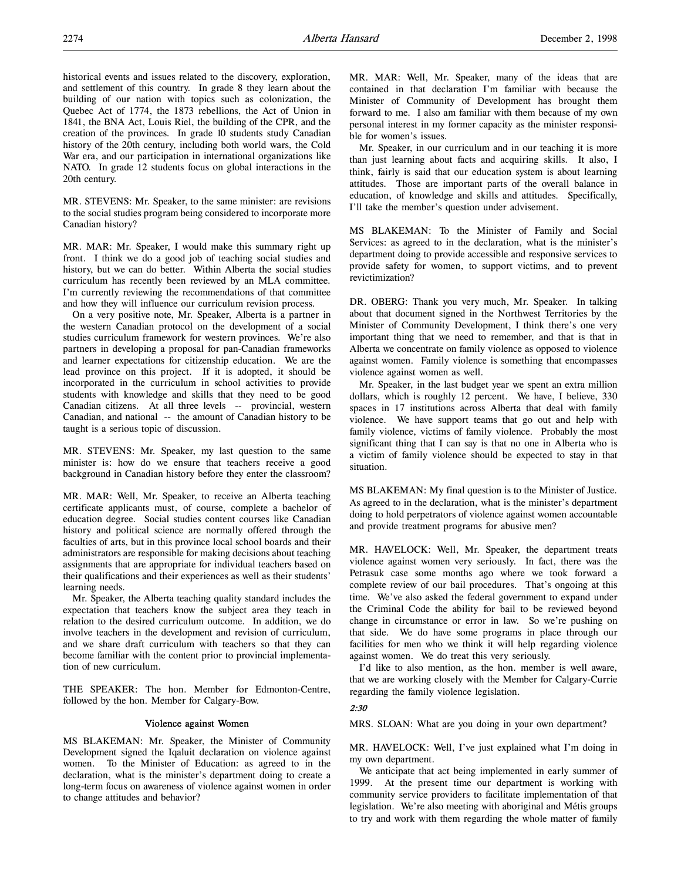historical events and issues related to the discovery, exploration, and settlement of this country. In grade 8 they learn about the building of our nation with topics such as colonization, the Quebec Act of 1774, the 1873 rebellions, the Act of Union in 1841, the BNA Act, Louis Riel, the building of the CPR, and the creation of the provinces. In grade 10 students study Canadian history of the 20th century, including both world wars, the Cold War era, and our participation in international organizations like NATO. In grade 12 students focus on global interactions in the 20th century.

MR. STEVENS: Mr. Speaker, to the same minister: are revisions to the social studies program being considered to incorporate more Canadian history?

MR. MAR: Mr. Speaker, I would make this summary right up front. I think we do a good job of teaching social studies and history, but we can do better. Within Alberta the social studies curriculum has recently been reviewed by an MLA committee. I'm currently reviewing the recommendations of that committee and how they will influence our curriculum revision process.

On a very positive note, Mr. Speaker, Alberta is a partner in the western Canadian protocol on the development of a social studies curriculum framework for western provinces. We're also partners in developing a proposal for pan-Canadian frameworks and learner expectations for citizenship education. We are the lead province on this project. If it is adopted, it should be incorporated in the curriculum in school activities to provide students with knowledge and skills that they need to be good Canadian citizens. At all three levels -- provincial, western Canadian, and national -- the amount of Canadian history to be taught is a serious topic of discussion.

MR. STEVENS: Mr. Speaker, my last question to the same minister is: how do we ensure that teachers receive a good background in Canadian history before they enter the classroom?

MR. MAR: Well, Mr. Speaker, to receive an Alberta teaching certificate applicants must, of course, complete a bachelor of education degree. Social studies content courses like Canadian history and political science are normally offered through the faculties of arts, but in this province local school boards and their administrators are responsible for making decisions about teaching assignments that are appropriate for individual teachers based on their qualifications and their experiences as well as their students' learning needs.

Mr. Speaker, the Alberta teaching quality standard includes the expectation that teachers know the subject area they teach in relation to the desired curriculum outcome. In addition, we do involve teachers in the development and revision of curriculum, and we share draft curriculum with teachers so that they can become familiar with the content prior to provincial implementation of new curriculum.

THE SPEAKER: The hon. Member for Edmonton-Centre, followed by the hon. Member for Calgary-Bow.

### Violence against Women

MS BLAKEMAN: Mr. Speaker, the Minister of Community Development signed the Iqaluit declaration on violence against women. To the Minister of Education: as agreed to in the declaration, what is the minister's department doing to create a long-term focus on awareness of violence against women in order to change attitudes and behavior?

MR. MAR: Well, Mr. Speaker, many of the ideas that are contained in that declaration I'm familiar with because the Minister of Community of Development has brought them forward to me. I also am familiar with them because of my own personal interest in my former capacity as the minister responsible for women's issues.

Mr. Speaker, in our curriculum and in our teaching it is more than just learning about facts and acquiring skills. It also, I think, fairly is said that our education system is about learning attitudes. Those are important parts of the overall balance in education, of knowledge and skills and attitudes. Specifically, I'll take the member's question under advisement.

MS BLAKEMAN: To the Minister of Family and Social Services: as agreed to in the declaration, what is the minister's department doing to provide accessible and responsive services to provide safety for women, to support victims, and to prevent revictimization?

DR. OBERG: Thank you very much, Mr. Speaker. In talking about that document signed in the Northwest Territories by the Minister of Community Development, I think there's one very important thing that we need to remember, and that is that in Alberta we concentrate on family violence as opposed to violence against women. Family violence is something that encompasses violence against women as well.

Mr. Speaker, in the last budget year we spent an extra million dollars, which is roughly 12 percent. We have, I believe, 330 spaces in 17 institutions across Alberta that deal with family violence. We have support teams that go out and help with family violence, victims of family violence. Probably the most significant thing that I can say is that no one in Alberta who is a victim of family violence should be expected to stay in that situation.

MS BLAKEMAN: My final question is to the Minister of Justice. As agreed to in the declaration, what is the minister's department doing to hold perpetrators of violence against women accountable and provide treatment programs for abusive men?

MR. HAVELOCK: Well, Mr. Speaker, the department treats violence against women very seriously. In fact, there was the Petrasuk case some months ago where we took forward a complete review of our bail procedures. That's ongoing at this time. We've also asked the federal government to expand under the Criminal Code the ability for bail to be reviewed beyond change in circumstance or error in law. So we're pushing on that side. We do have some programs in place through our facilities for men who we think it will help regarding violence against women. We do treat this very seriously.

I'd like to also mention, as the hon. member is well aware, that we are working closely with the Member for Calgary-Currie regarding the family violence legislation.

*2:30*

MRS. SLOAN: What are you doing in your own department?

MR. HAVELOCK: Well, I've just explained what I'm doing in my own department.

We anticipate that act being implemented in early summer of 1999. At the present time our department is working with community service providers to facilitate implementation of that legislation. We're also meeting with aboriginal and Métis groups to try and work with them regarding the whole matter of family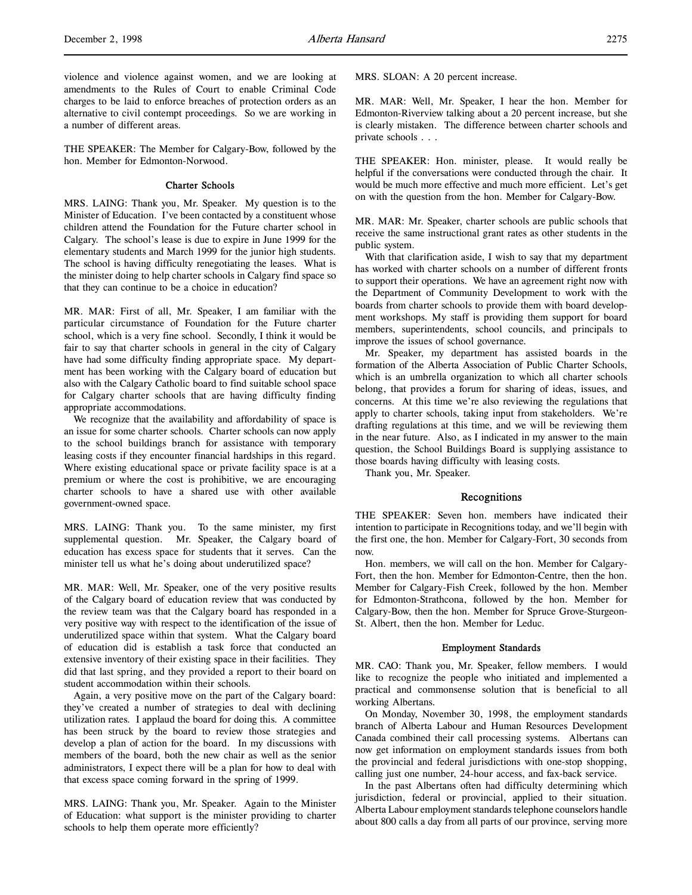violence and violence against women, and we are looking at amendments to the Rules of Court to enable Criminal Code charges to be laid to enforce breaches of protection orders as an alternative to civil contempt proceedings. So we are working in a number of different areas.

THE SPEAKER: The Member for Calgary-Bow, followed by the hon. Member for Edmonton-Norwood.

### Charter Schools

MRS. LAING: Thank you, Mr. Speaker. My question is to the Minister of Education. I've been contacted by a constituent whose children attend the Foundation for the Future charter school in Calgary. The school's lease is due to expire in June 1999 for the elementary students and March 1999 for the junior high students. The school is having difficulty renegotiating the leases. What is the minister doing to help charter schools in Calgary find space so that they can continue to be a choice in education?

MR. MAR: First of all, Mr. Speaker, I am familiar with the particular circumstance of Foundation for the Future charter school, which is a very fine school. Secondly, I think it would be fair to say that charter schools in general in the city of Calgary have had some difficulty finding appropriate space. My department has been working with the Calgary board of education but also with the Calgary Catholic board to find suitable school space for Calgary charter schools that are having difficulty finding appropriate accommodations.

We recognize that the availability and affordability of space is an issue for some charter schools. Charter schools can now apply to the school buildings branch for assistance with temporary leasing costs if they encounter financial hardships in this regard. Where existing educational space or private facility space is at a premium or where the cost is prohibitive, we are encouraging charter schools to have a shared use with other available government-owned space.

MRS. LAING: Thank you. To the same minister, my first supplemental question. Mr. Speaker, the Calgary board of education has excess space for students that it serves. Can the minister tell us what he's doing about underutilized space?

MR. MAR: Well, Mr. Speaker, one of the very positive results of the Calgary board of education review that was conducted by the review team was that the Calgary board has responded in a very positive way with respect to the identification of the issue of underutilized space within that system. What the Calgary board of education did is establish a task force that conducted an extensive inventory of their existing space in their facilities. They did that last spring, and they provided a report to their board on student accommodation within their schools.

Again, a very positive move on the part of the Calgary board: they've created a number of strategies to deal with declining utilization rates. I applaud the board for doing this. A committee has been struck by the board to review those strategies and develop a plan of action for the board. In my discussions with members of the board, both the new chair as well as the senior administrators, I expect there will be a plan for how to deal with that excess space coming forward in the spring of 1999.

MRS. LAING: Thank you, Mr. Speaker. Again to the Minister of Education: what support is the minister providing to charter schools to help them operate more efficiently?

MRS. SLOAN: A 20 percent increase.

MR. MAR: Well, Mr. Speaker, I hear the hon. Member for Edmonton-Riverview talking about a 20 percent increase, but she is clearly mistaken. The difference between charter schools and private schools . . .

THE SPEAKER: Hon. minister, please. It would really be helpful if the conversations were conducted through the chair. It would be much more effective and much more efficient. Let's get on with the question from the hon. Member for Calgary-Bow.

MR. MAR: Mr. Speaker, charter schools are public schools that receive the same instructional grant rates as other students in the public system.

With that clarification aside, I wish to say that my department has worked with charter schools on a number of different fronts to support their operations. We have an agreement right now with the Department of Community Development to work with the boards from charter schools to provide them with board development workshops. My staff is providing them support for board members, superintendents, school councils, and principals to improve the issues of school governance.

Mr. Speaker, my department has assisted boards in the formation of the Alberta Association of Public Charter Schools, which is an umbrella organization to which all charter schools belong, that provides a forum for sharing of ideas, issues, and concerns. At this time we're also reviewing the regulations that apply to charter schools, taking input from stakeholders. We're drafting regulations at this time, and we will be reviewing them in the near future. Also, as I indicated in my answer to the main question, the School Buildings Board is supplying assistance to those boards having difficulty with leasing costs.

Thank you, Mr. Speaker.

## Recognitions

THE SPEAKER: Seven hon. members have indicated their intention to participate in Recognitions today, and we'll begin with the first one, the hon. Member for Calgary-Fort, 30 seconds from now.

Hon. members, we will call on the hon. Member for Calgary-Fort, then the hon. Member for Edmonton-Centre, then the hon. Member for Calgary-Fish Creek, followed by the hon. Member for Edmonton-Strathcona, followed by the hon. Member for Calgary-Bow, then the hon. Member for Spruce Grove-Sturgeon-St. Albert, then the hon. Member for Leduc.

### Employment Standards

MR. CAO: Thank you, Mr. Speaker, fellow members. I would like to recognize the people who initiated and implemented a practical and commonsense solution that is beneficial to all working Albertans.

On Monday, November 30, 1998, the employment standards branch of Alberta Labour and Human Resources Development Canada combined their call processing systems. Albertans can now get information on employment standards issues from both the provincial and federal jurisdictions with one-stop shopping, calling just one number, 24-hour access, and fax-back service.

In the past Albertans often had difficulty determining which jurisdiction, federal or provincial, applied to their situation. Alberta Labour employment standards telephone counselors handle about 800 calls a day from all parts of our province, serving more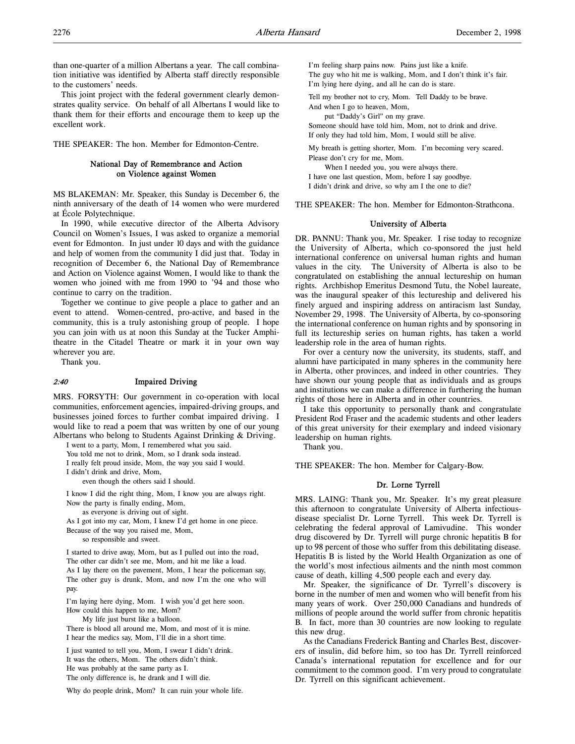than one-quarter of a million Albertans a year. The call combination initiative was identified by Alberta staff directly responsible to the customers' needs.

This joint project with the federal government clearly demonstrates quality service. On behalf of all Albertans I would like to thank them for their efforts and encourage them to keep up the excellent work.

THE SPEAKER: The hon. Member for Edmonton-Centre.

### National Day of Remembrance and Action on Violence against Women

MS BLAKEMAN: Mr. Speaker, this Sunday is December 6, the ninth anniversary of the death of 14 women who were murdered at École Polytechnique.

In 1990, while executive director of the Alberta Advisory Council on Women's Issues, I was asked to organize a memorial event for Edmonton. In just under 10 days and with the guidance and help of women from the community I did just that. Today in recognition of December 6, the National Day of Remembrance and Action on Violence against Women, I would like to thank the women who joined with me from 1990 to '94 and those who continue to carry on the tradition.

Together we continue to give people a place to gather and an event to attend. Women-centred, pro-active, and based in the community, this is a truly astonishing group of people. I hope you can join with us at noon this Sunday at the Tucker Amphitheatre in the Citadel Theatre or mark it in your own way wherever you are.

Thank you.

*2:40*

### Impaired Driving

MRS. FORSYTH: Our government in co-operation with local communities, enforcement agencies, impaired-driving groups, and businesses joined forces to further combat impaired driving. I would like to read a poem that was written by one of our young Albertans who belong to Students Against Drinking & Driving.

I went to a party, Mom, I remembered what you said.
You told me not to drink, Mom, so I drank soda instead.
I really felt proud inside, Mom, the way you said I would.
I didn't drink and drive, Mom,
even though the others said I should.

I know I did the right thing, Mom, I know you are always right.
Now the party is finally ending, Mom,
as everyone is driving out of sight.
As I got into my car, Mom, I knew I'd get home in one piece.
Because of the way you raised me, Mom,
so responsible and sweet.

I started to drive away, Mom, but as I pulled out into the road,
The other car didn't see me, Mom, and hit me like a load.
As I lay there on the pavement, Mom, I hear the policeman say,
The other guy is drunk, Mom, and now I'm the one who will pay.

I'm laying here dying, Mom. I wish you'd get here soon.
How could this happen to me, Mom?
My life just burst like a balloon.
There is blood all around me, Mom, and most of it is mine.
I hear the medics say, Mom, I'll die in a short time.

I just wanted to tell you, Mom, I swear I didn't drink.
It was the others, Mom. The others didn't think.
He was probably at the same party as I.
The only difference is, he drank and I will die.

Why do people drink, Mom? It can ruin your whole life.
I'm feeling sharp pains now. Pains just like a knife.
The guy who hit me is walking, Mom, and I don't think it's fair.
I'm lying here dying, and all he can do is stare.

Tell my brother not to cry, Mom. Tell Daddy to be brave.
And when I go to heaven, Mom,
put "Daddy's Girl" on my grave.
Someone should have told him, Mom, not to drink and drive.
If only they had told him, Mom, I would still be alive.

My breath is getting shorter, Mom. I'm becoming very scared.
Please don't cry for me, Mom.
When I needed you, you were always there.
I have one last question, Mom, before I say goodbye.
I didn't drink and drive, so why am I the one to die?

THE SPEAKER: The hon. Member for Edmonton-Strathcona.

### University of Alberta

DR. PANNU: Thank you, Mr. Speaker. I rise today to recognize the University of Alberta, which co-sponsored the just held international conference on universal human rights and human values in the city. The University of Alberta is also to be congratulated on establishing the annual lectureship on human rights. Archbishop Emeritus Desmond Tutu, the Nobel laureate, was the inaugural speaker of this lectureship and delivered his finely argued and inspiring address on antiracism last Sunday, November 29, 1998. The University of Alberta, by co-sponsoring the international conference on human rights and by sponsoring in full its lectureship series on human rights, has taken a world leadership role in the area of human rights.

For over a century now the university, its students, staff, and alumni have participated in many spheres in the community here in Alberta, other provinces, and indeed in other countries. They have shown our young people that as individuals and as groups and institutions we can make a difference in furthering the human rights of those here in Alberta and in other countries.

I take this opportunity to personally thank and congratulate President Rod Fraser and the academic students and other leaders of this great university for their exemplary and indeed visionary leadership on human rights.

Thank you.

THE SPEAKER: The hon. Member for Calgary-Bow.

### Dr. Lorne Tyrrell

MRS. LAING: Thank you, Mr. Speaker. It's my great pleasure this afternoon to congratulate University of Alberta infectious-disease specialist Dr. Lorne Tyrrell. This week Dr. Tyrrell is celebrating the federal approval of Lamivudine. This wonder drug discovered by Dr. Tyrrell will purge chronic hepatitis B for up to 98 percent of those who suffer from this debilitating disease. Hepatitis B is listed by the World Health Organization as one of the world's most infectious ailments and the ninth most common cause of death, killing 4,500 people each and every day.

Mr. Speaker, the significance of Dr. Tyrrell's discovery is borne in the number of men and women who will benefit from his many years of work. Over 250,000 Canadians and hundreds of millions of people around the world suffer from chronic hepatitis B. In fact, more than 30 countries are now looking to regulate this new drug.

As the Canadians Frederick Banting and Charles Best, discoverers of insulin, did before him, so too has Dr. Tyrrell reinforced Canada's international reputation for excellence and for our commitment to the common good. I'm very proud to congratulate Dr. Tyrrell on this significant achievement.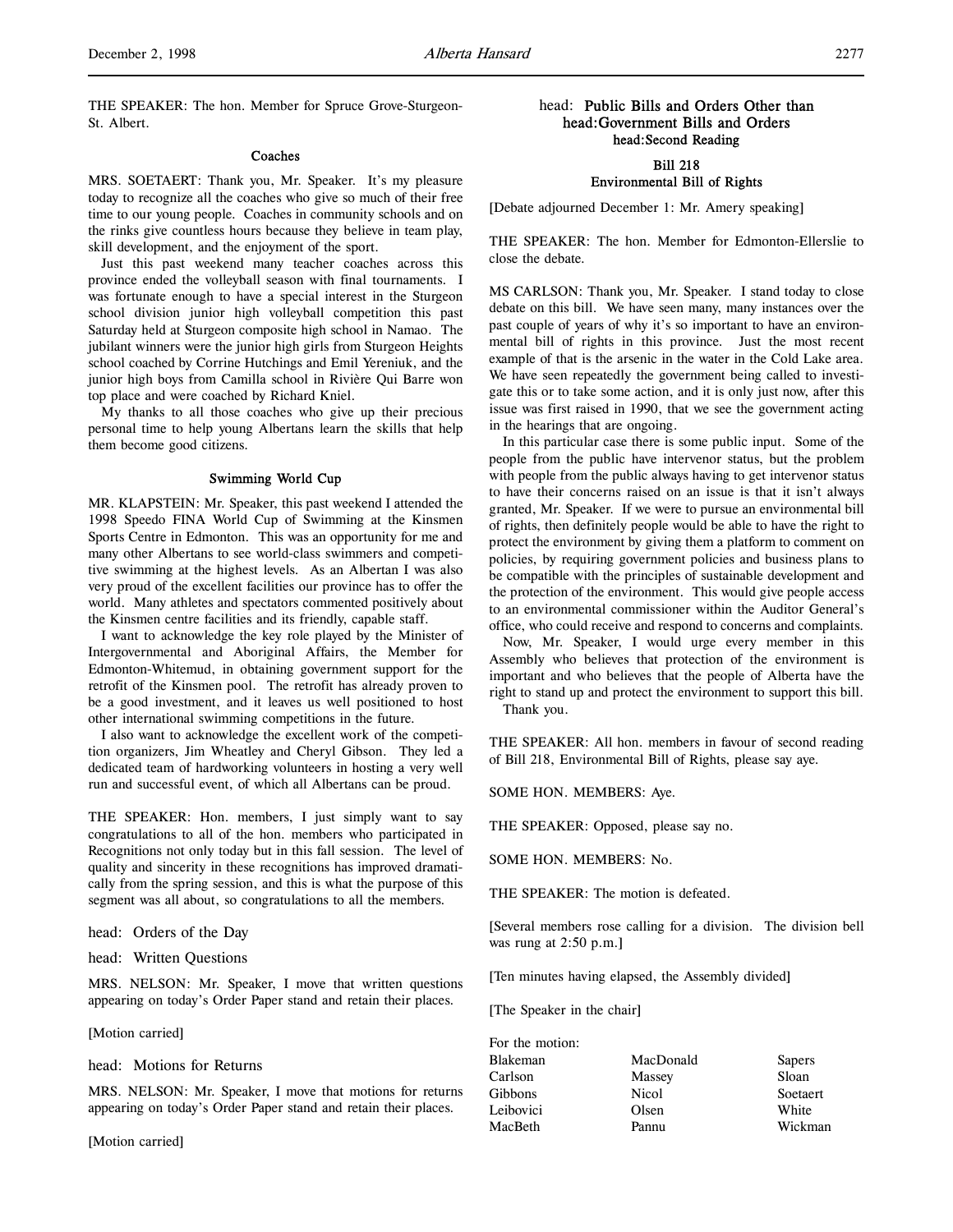THE SPEAKER: The hon. Member for Spruce Grove-Sturgeon-St. Albert.

### Coaches

MRS. SOETAERT: Thank you, Mr. Speaker. It's my pleasure today to recognize all the coaches who give so much of their free time to our young people. Coaches in community schools and on the rinks give countless hours because they believe in team play, skill development, and the enjoyment of the sport.

Just this past weekend many teacher coaches across this province ended the volleyball season with final tournaments. I was fortunate enough to have a special interest in the Sturgeon school division junior high volleyball competition this past Saturday held at Sturgeon composite high school in Namao. The jubilant winners were the junior high girls from Sturgeon Heights school coached by Corrine Hutchings and Emil Yereniuk, and the junior high boys from Camilla school in Rivière Qui Barre won top place and were coached by Richard Kniel.

My thanks to all those coaches who give up their precious personal time to help young Albertans learn the skills that help them become good citizens.

### Swimming World Cup

MR. KLAPSTEIN: Mr. Speaker, this past weekend I attended the 1998 Speedo FINA World Cup of Swimming at the Kinsmen Sports Centre in Edmonton. This was an opportunity for me and many other Albertans to see world-class swimmers and competitive swimming at the highest levels. As an Albertan I was also very proud of the excellent facilities our province has to offer the world. Many athletes and spectators commented positively about the Kinsmen centre facilities and its friendly, capable staff.

I want to acknowledge the key role played by the Minister of Intergovernmental and Aboriginal Affairs, the Member for Edmonton-Whitemud, in obtaining government support for the retrofit of the Kinsmen pool. The retrofit has already proven to be a good investment, and it leaves us well positioned to host other international swimming competitions in the future.

I also want to acknowledge the excellent work of the competition organizers, Jim Wheatley and Cheryl Gibson. They led a dedicated team of hardworking volunteers in hosting a very well run and successful event, of which all Albertans can be proud.

THE SPEAKER: Hon. members, I just simply want to say congratulations to all of the hon. members who participated in Recognitions not only today but in this fall session. The level of quality and sincerity in these recognitions has improved dramatically from the spring session, and this is what the purpose of this segment was all about, so congratulations to all the members.

head: Orders of the Day

head: Written Questions

MRS. NELSON: Mr. Speaker, I move that written questions appearing on today's Order Paper stand and retain their places.

[Motion carried]

head: Motions for Returns

MRS. NELSON: Mr. Speaker, I move that motions for returns appearing on today's Order Paper stand and retain their places.

[Motion carried]

## head: Public Bills and Orders Other than head: Government Bills and Orders head: Second Reading

### Bill 218 Environmental Bill of Rights

[Debate adjourned December 1: Mr. Amery speaking]

THE SPEAKER: The hon. Member for Edmonton-Ellerslie to close the debate.

MS CARLSON: Thank you, Mr. Speaker. I stand today to close debate on this bill. We have seen many, many instances over the past couple of years of why it's so important to have an environmental bill of rights in this province. Just the most recent example of that is the arsenic in the water in the Cold Lake area. We have seen repeatedly the government being called to investigate this or to take some action, and it is only just now, after this issue was first raised in 1990, that we see the government acting in the hearings that are ongoing.

In this particular case there is some public input. Some of the people from the public have intervenor status, but the problem with people from the public always having to get intervenor status to have their concerns raised on an issue is that it isn't always granted, Mr. Speaker. If we were to pursue an environmental bill of rights, then definitely people would be able to have the right to protect the environment by giving them a platform to comment on policies, by requiring government policies and business plans to be compatible with the principles of sustainable development and the protection of the environment. This would give people access to an environmental commissioner within the Auditor General's office, who could receive and respond to concerns and complaints.

Now, Mr. Speaker, I would urge every member in this Assembly who believes that protection of the environment is important and who believes that the people of Alberta have the right to stand up and protect the environment to support this bill.

Thank you.

THE SPEAKER: All hon. members in favour of second reading of Bill 218, Environmental Bill of Rights, please say aye.

SOME HON. MEMBERS: Aye.

THE SPEAKER: Opposed, please say no.

SOME HON. MEMBERS: No.

THE SPEAKER: The motion is defeated.

[Several members rose calling for a division. The division bell was rung at 2:50 p.m.]

[Ten minutes having elapsed, the Assembly divided]

[The Speaker in the chair]

For the motion:

| | | |
|---|---|---|
| Blakeman | MacDonald | Sapers |
| Carlson | Massey | Sloan |
| Gibbons | Nicol | Soetaert |
| Leibovici | Olsen | White |
| MacBeth | Pannu | Wickman |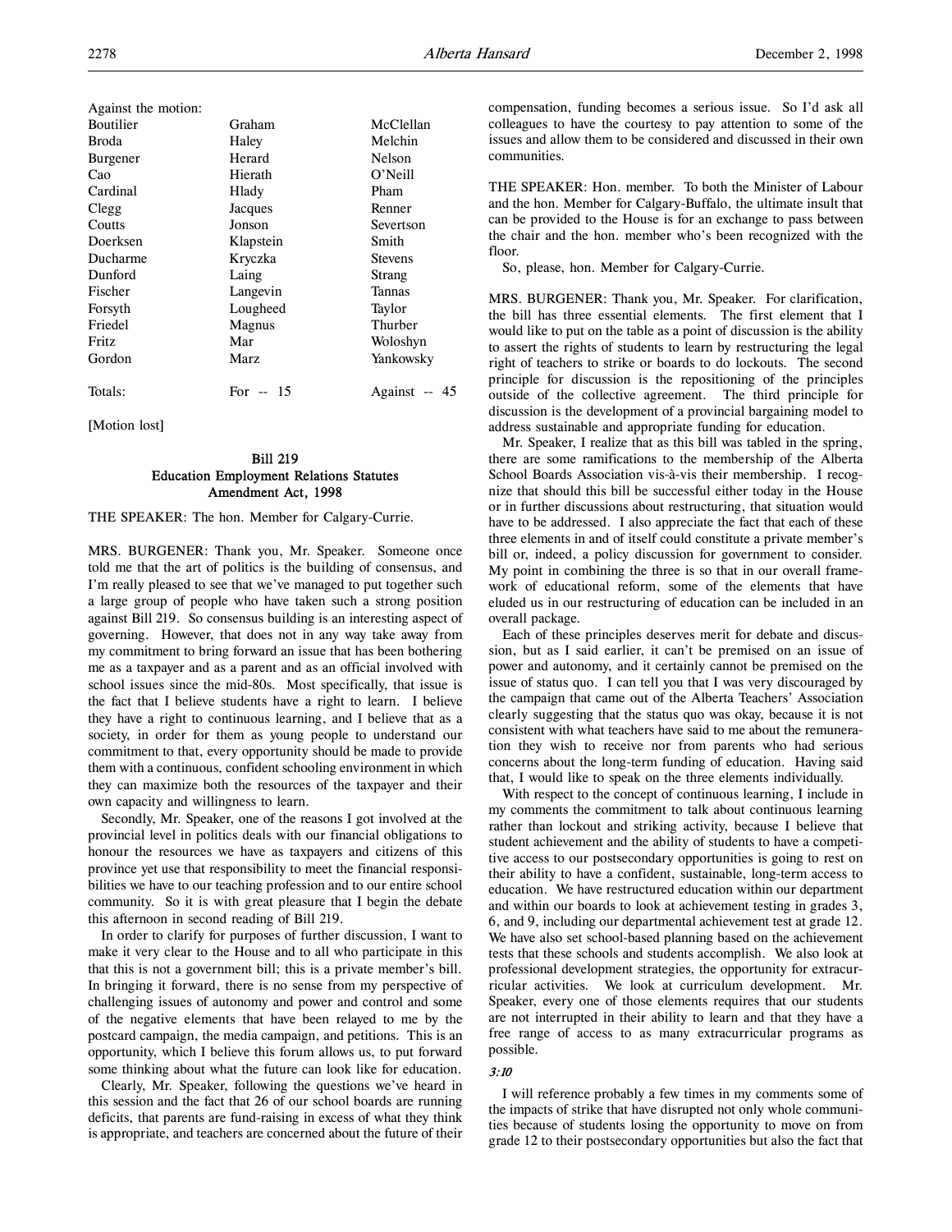Against the motion:

| | | |
|---|---|---|
| Boutilier | Graham | McClellan |
| Broda | Haley | Melchin |
| Burgener | Herard | Nelson |
| Cao | Hierath | O'Neill |
| Cardinal | Hlady | Pham |
| Clegg | Jacques | Renner |
| Coutts | Jonson | Severtson |
| Doerksen | Klapstein | Smith |
| Ducharme | Kryczka | Stevens |
| Dunford | Laing | Strang |
| Fischer | Langevin | Tannas |
| Forsyth | Lougheed | Taylor |
| Friedel | Magnus | Thurber |
| Fritz | Mar | Woloshyn |
| Gordon | Marz | Yankowsky |
| Totals: | For -- 15 | Against -- 45 |

[Motion lost]

## Bill 219
## Education Employment Relations Statutes Amendment Act, 1998

THE SPEAKER: The hon. Member for Calgary-Currie.

MRS. BURGENER: Thank you, Mr. Speaker. Someone once told me that the art of politics is the building of consensus, and I'm really pleased to see that we've managed to put together such a large group of people who have taken such a strong position against Bill 219. So consensus building is an interesting aspect of governing. However, that does not in any way take away from my commitment to bring forward an issue that has been bothering me as a taxpayer and as a parent and as an official involved with school issues since the mid-80s. Most specifically, that issue is the fact that I believe students have a right to learn. I believe they have a right to continuous learning, and I believe that as a society, in order for them as young people to understand our commitment to that, every opportunity should be made to provide them with a continuous, confident schooling environment in which they can maximize both the resources of the taxpayer and their own capacity and willingness to learn.

Secondly, Mr. Speaker, one of the reasons I got involved at the provincial level in politics deals with our financial obligations to honour the resources we have as taxpayers and citizens of this province yet use that responsibility to meet the financial responsibilities we have to our teaching profession and to our entire school community. So it is with great pleasure that I begin the debate this afternoon in second reading of Bill 219.

In order to clarify for purposes of further discussion, I want to make it very clear to the House and to all who participate in this that this is not a government bill; this is a private member's bill. In bringing it forward, there is no sense from my perspective of challenging issues of autonomy and power and control and some of the negative elements that have been relayed to me by the postcard campaign, the media campaign, and petitions. This is an opportunity, which I believe this forum allows us, to put forward some thinking about what the future can look like for education.

Clearly, Mr. Speaker, following the questions we've heard in this session and the fact that 26 of our school boards are running deficits, that parents are fund-raising in excess of what they think is appropriate, and teachers are concerned about the future of their compensation, funding becomes a serious issue. So I'd ask all colleagues to have the courtesy to pay attention to some of the issues and allow them to be considered and discussed in their own communities.

THE SPEAKER: Hon. member. To both the Minister of Labour and the hon. Member for Calgary-Buffalo, the ultimate insult that can be provided to the House is for an exchange to pass between the chair and the hon. member who's been recognized with the floor.

So, please, hon. Member for Calgary-Currie.

MRS. BURGENER: Thank you, Mr. Speaker. For clarification, the bill has three essential elements. The first element that I would like to put on the table as a point of discussion is the ability to assert the rights of students to learn by restructuring the legal right of teachers to strike or boards to do lockouts. The second principle for discussion is the repositioning of the principles outside of the collective agreement. The third principle for discussion is the development of a provincial bargaining model to address sustainable and appropriate funding for education.

Mr. Speaker, I realize that as this bill was tabled in the spring, there are some ramifications to the membership of the Alberta School Boards Association vis-à-vis their membership. I recognize that should this bill be successful either today in the House or in further discussions about restructuring, that situation would have to be addressed. I also appreciate the fact that each of these three elements in and of itself could constitute a private member's bill or, indeed, a policy discussion for government to consider. My point in combining the three is so that in our overall framework of educational reform, some of the elements that have eluded us in our restructuring of education can be included in an overall package.

Each of these principles deserves merit for debate and discussion, but as I said earlier, it can't be premised on an issue of power and autonomy, and it certainly cannot be premised on the issue of status quo. I can tell you that I was very discouraged by the campaign that came out of the Alberta Teachers' Association clearly suggesting that the status quo was okay, because it is not consistent with what teachers have said to me about the remuneration they wish to receive nor from parents who had serious concerns about the long-term funding of education. Having said that, I would like to speak on the three elements individually.

With respect to the concept of continuous learning, I include in my comments the commitment to talk about continuous learning rather than lockout and striking activity, because I believe that student achievement and the ability of students to have a competitive access to our postsecondary opportunities is going to rest on their ability to have a confident, sustainable, long-term access to education. We have restructured education within our department and within our boards to look at achievement testing in grades 3, 6, and 9, including our departmental achievement test at grade 12. We have also set school-based planning based on the achievement tests that these schools and students accomplish. We also look at professional development strategies, the opportunity for extracurricular activities. We look at curriculum development. Mr. Speaker, every one of those elements requires that our students are not interrupted in their ability to learn and that they have a free range of access to as many extracurricular programs as possible.

*3:10*

I will reference probably a few times in my comments some of the impacts of strike that have disrupted not only whole communities because of students losing the opportunity to move on from grade 12 to their postsecondary opportunities but also the fact that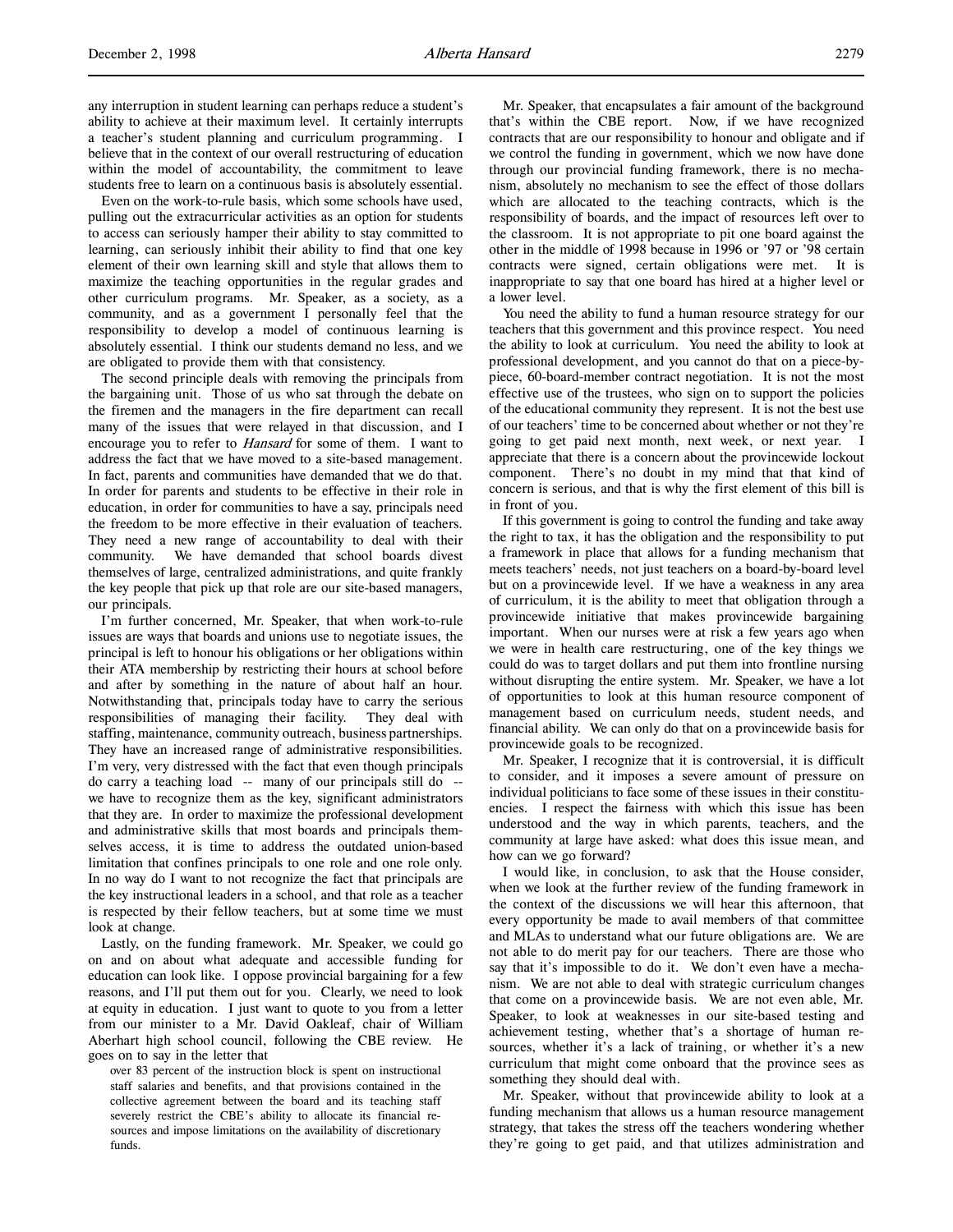any interruption in student learning can perhaps reduce a student's ability to achieve at their maximum level. It certainly interrupts a teacher's student planning and curriculum programming. I believe that in the context of our overall restructuring of education within the model of accountability, the commitment to leave students free to learn on a continuous basis is absolutely essential.

Even on the work-to-rule basis, which some schools have used, pulling out the extracurricular activities as an option for students to access can seriously hamper their ability to stay committed to learning, can seriously inhibit their ability to find that one key element of their own learning skill and style that allows them to maximize the teaching opportunities in the regular grades and other curriculum programs. Mr. Speaker, as a society, as a community, and as a government I personally feel that the responsibility to develop a model of continuous learning is absolutely essential. I think our students demand no less, and we are obligated to provide them with that consistency.

The second principle deals with removing the principals from the bargaining unit. Those of us who sat through the debate on the firemen and the managers in the fire department can recall many of the issues that were relayed in that discussion, and I encourage you to refer to *Hansard* for some of them. I want to address the fact that we have moved to a site-based management. In fact, parents and communities have demanded that we do that. In order for parents and students to be effective in their role in education, in order for communities to have a say, principals need the freedom to be more effective in their evaluation of teachers. They need a new range of accountability to deal with their community. We have demanded that school boards divest themselves of large, centralized administrations, and quite frankly the key people that pick up that role are our site-based managers, our principals.

I'm further concerned, Mr. Speaker, that when work-to-rule issues are ways that boards and unions use to negotiate issues, the principal is left to honour his obligations or her obligations within their ATA membership by restricting their hours at school before and after by something in the nature of about half an hour. Notwithstanding that, principals today have to carry the serious responsibilities of managing their facility. They deal with staffing, maintenance, community outreach, business partnerships. They have an increased range of administrative responsibilities. I'm very, very distressed with the fact that even though principals do carry a teaching load -- many of our principals still do -- we have to recognize them as the key, significant administrators that they are. In order to maximize the professional development and administrative skills that most boards and principals themselves access, it is time to address the outdated union-based limitation that confines principals to one role and one role only. In no way do I want to not recognize the fact that principals are the key instructional leaders in a school, and that role as a teacher is respected by their fellow teachers, but at some time we must look at change.

Lastly, on the funding framework. Mr. Speaker, we could go on and on about what adequate and accessible funding for education can look like. I oppose provincial bargaining for a few reasons, and I'll put them out for you. Clearly, we need to look at equity in education. I just want to quote to you from a letter from our minister to a Mr. David Oakleaf, chair of William Aberhart high school council, following the CBE review. He goes on to say in the letter that

> over 83 percent of the instruction block is spent on instructional staff salaries and benefits, and that provisions contained in the collective agreement between the board and its teaching staff severely restrict the CBE's ability to allocate its financial resources and impose limitations on the availability of discretionary funds.

Mr. Speaker, that encapsulates a fair amount of the background that's within the CBE report. Now, if we have recognized contracts that are our responsibility to honour and obligate and if we control the funding in government, which we now have done through our provincial funding framework, there is no mechanism, absolutely no mechanism to see the effect of those dollars which are allocated to the teaching contracts, which is the responsibility of boards, and the impact of resources left over to the classroom. It is not appropriate to pit one board against the other in the middle of 1998 because in 1996 or '97 or '98 certain contracts were signed, certain obligations were met. It is inappropriate to say that one board has hired at a higher level or a lower level.

You need the ability to fund a human resource strategy for our teachers that this government and this province respect. You need the ability to look at curriculum. You need the ability to look at professional development, and you cannot do that on a piece-by-piece, 60-board-member contract negotiation. It is not the most effective use of the trustees, who sign on to support the policies of the educational community they represent. It is not the best use of our teachers' time to be concerned about whether or not they're going to get paid next month, next week, or next year. I appreciate that there is a concern about the provincewide lockout component. There's no doubt in my mind that that kind of concern is serious, and that is why the first element of this bill is in front of you.

If this government is going to control the funding and take away the right to tax, it has the obligation and the responsibility to put a framework in place that allows for a funding mechanism that meets teachers' needs, not just teachers on a board-by-board level but on a provincewide level. If we have a weakness in any area of curriculum, it is the ability to meet that obligation through a provincewide initiative that makes provincewide bargaining important. When our nurses were at risk a few years ago when we were in health care restructuring, one of the key things we could do was to target dollars and put them into frontline nursing without disrupting the entire system. Mr. Speaker, we have a lot of opportunities to look at this human resource component of management based on curriculum needs, student needs, and financial ability. We can only do that on a provincewide basis for provincewide goals to be recognized.

Mr. Speaker, I recognize that it is controversial, it is difficult to consider, and it imposes a severe amount of pressure on individual politicians to face some of these issues in their constituencies. I respect the fairness with which this issue has been understood and the way in which parents, teachers, and the community at large have asked: what does this issue mean, and how can we go forward?

I would like, in conclusion, to ask that the House consider, when we look at the further review of the funding framework in the context of the discussions we will hear this afternoon, that every opportunity be made to avail members of that committee and MLAs to understand what our future obligations are. We are not able to do merit pay for our teachers. There are those who say that it's impossible to do it. We don't even have a mechanism. We are not able to deal with strategic curriculum changes that come on a provincewide basis. We are not even able, Mr. Speaker, to look at weaknesses in our site-based testing and achievement testing, whether that's a shortage of human resources, whether it's a lack of training, or whether it's a new curriculum that might come onboard that the province sees as something they should deal with.

Mr. Speaker, without that provincewide ability to look at a funding mechanism that allows us a human resource management strategy, that takes the stress off the teachers wondering whether they're going to get paid, and that utilizes administration and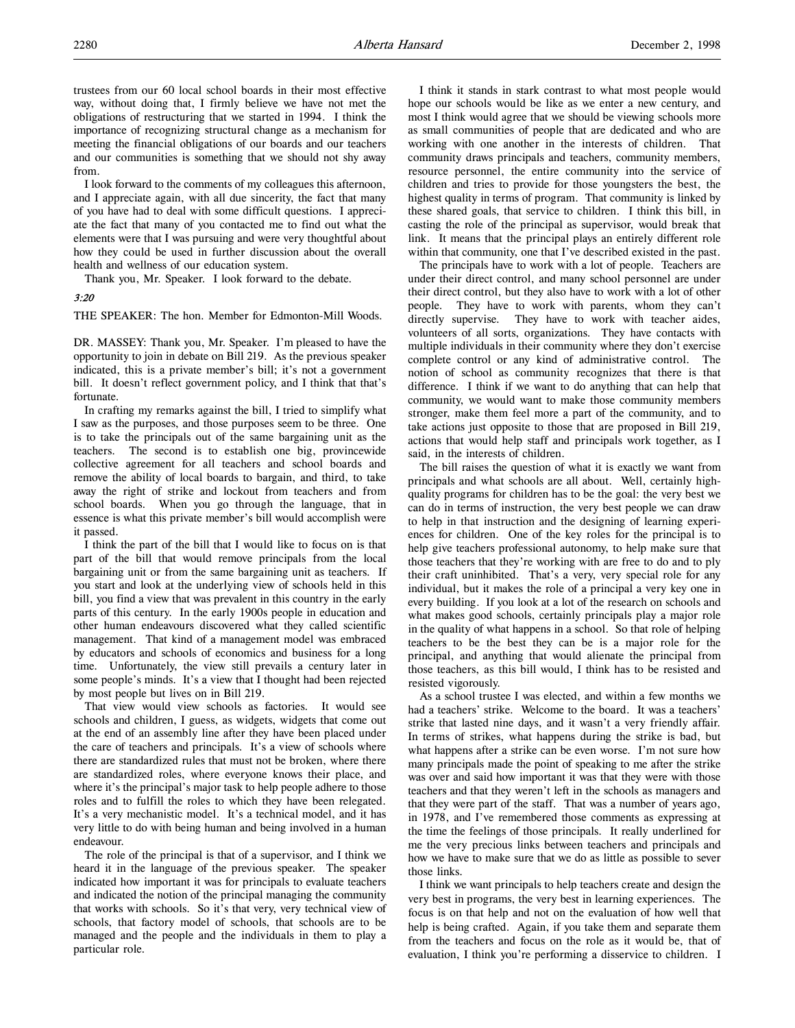trustees from our 60 local school boards in their most effective way, without doing that, I firmly believe we have not met the obligations of restructuring that we started in 1994. I think the importance of recognizing structural change as a mechanism for meeting the financial obligations of our boards and our teachers and our communities is something that we should not shy away from.

I look forward to the comments of my colleagues this afternoon, and I appreciate again, with all due sincerity, the fact that many of you have had to deal with some difficult questions. I appreciate the fact that many of you contacted me to find out what the elements were that I was pursuing and were very thoughtful about how they could be used in further discussion about the overall health and wellness of our education system.

Thank you, Mr. Speaker. I look forward to the debate.

*3:20*

THE SPEAKER: The hon. Member for Edmonton-Mill Woods.

DR. MASSEY: Thank you, Mr. Speaker. I'm pleased to have the opportunity to join in debate on Bill 219. As the previous speaker indicated, this is a private member's bill; it's not a government bill. It doesn't reflect government policy, and I think that that's fortunate.

In crafting my remarks against the bill, I tried to simplify what I saw as the purposes, and those purposes seem to be three. One is to take the principals out of the same bargaining unit as the teachers. The second is to establish one big, provincewide collective agreement for all teachers and school boards and remove the ability of local boards to bargain, and third, to take away the right of strike and lockout from teachers and from school boards. When you go through the language, that in essence is what this private member's bill would accomplish were it passed.

I think the part of the bill that I would like to focus on is that part of the bill that would remove principals from the local bargaining unit or from the same bargaining unit as teachers. If you start and look at the underlying view of schools held in this bill, you find a view that was prevalent in this country in the early parts of this century. In the early 1900s people in education and other human endeavours discovered what they called scientific management. That kind of a management model was embraced by educators and schools of economics and business for a long time. Unfortunately, the view still prevails a century later in some people's minds. It's a view that I thought had been rejected by most people but lives on in Bill 219.

That view would view schools as factories. It would see schools and children, I guess, as widgets, widgets that come out at the end of an assembly line after they have been placed under the care of teachers and principals. It's a view of schools where there are standardized rules that must not be broken, where there are standardized roles, where everyone knows their place, and where it's the principal's major task to help people adhere to those roles and to fulfill the roles to which they have been relegated. It's a very mechanistic model. It's a technical model, and it has very little to do with being human and being involved in a human endeavour.

The role of the principal is that of a supervisor, and I think we heard it in the language of the previous speaker. The speaker indicated how important it was for principals to evaluate teachers and indicated the notion of the principal managing the community that works with schools. So it's that very, very technical view of schools, that factory model of schools, that schools are to be managed and the people and the individuals in them to play a particular role.

I think it stands in stark contrast to what most people would hope our schools would be like as we enter a new century, and most I think would agree that we should be viewing schools more as small communities of people that are dedicated and who are working with one another in the interests of children. That community draws principals and teachers, community members, resource personnel, the entire community into the service of children and tries to provide for those youngsters the best, the highest quality in terms of program. That community is linked by these shared goals, that service to children. I think this bill, in casting the role of the principal as supervisor, would break that link. It means that the principal plays an entirely different role within that community, one that I've described existed in the past.

The principals have to work with a lot of people. Teachers are under their direct control, and many school personnel are under their direct control, but they also have to work with a lot of other people. They have to work with parents, whom they can't directly supervise. They have to work with teacher aides, volunteers of all sorts, organizations. They have contacts with multiple individuals in their community where they don't exercise complete control or any kind of administrative control. The notion of school as community recognizes that there is that difference. I think if we want to do anything that can help that community, we would want to make those community members stronger, make them feel more a part of the community, and to take actions just opposite to those that are proposed in Bill 219, actions that would help staff and principals work together, as I said, in the interests of children.

The bill raises the question of what it is exactly we want from principals and what schools are all about. Well, certainly high-quality programs for children has to be the goal: the very best we can do in terms of instruction, the very best people we can draw to help in that instruction and the designing of learning experiences for children. One of the key roles for the principal is to help give teachers professional autonomy, to help make sure that those teachers that they're working with are free to do and to ply their craft uninhibited. That's a very, very special role for any individual, but it makes the role of a principal a very key one in every building. If you look at a lot of the research on schools and what makes good schools, certainly principals play a major role in the quality of what happens in a school. So that role of helping teachers to be the best they can be is a major role for the principal, and anything that would alienate the principal from those teachers, as this bill would, I think has to be resisted and resisted vigorously.

As a school trustee I was elected, and within a few months we had a teachers' strike. Welcome to the board. It was a teachers' strike that lasted nine days, and it wasn't a very friendly affair. In terms of strikes, what happens during the strike is bad, but what happens after a strike can be even worse. I'm not sure how many principals made the point of speaking to me after the strike was over and said how important it was that they were with those teachers and that they weren't left in the schools as managers and that they were part of the staff. That was a number of years ago, in 1978, and I've remembered those comments as expressing at the time the feelings of those principals. It really underlined for me the very precious links between teachers and principals and how we have to make sure that we do as little as possible to sever those links.

I think we want principals to help teachers create and design the very best in programs, the very best in learning experiences. The focus is on that help and not on the evaluation of how well that help is being crafted. Again, if you take them and separate them from the teachers and focus on the role as it would be, that of evaluation, I think you're performing a disservice to children. I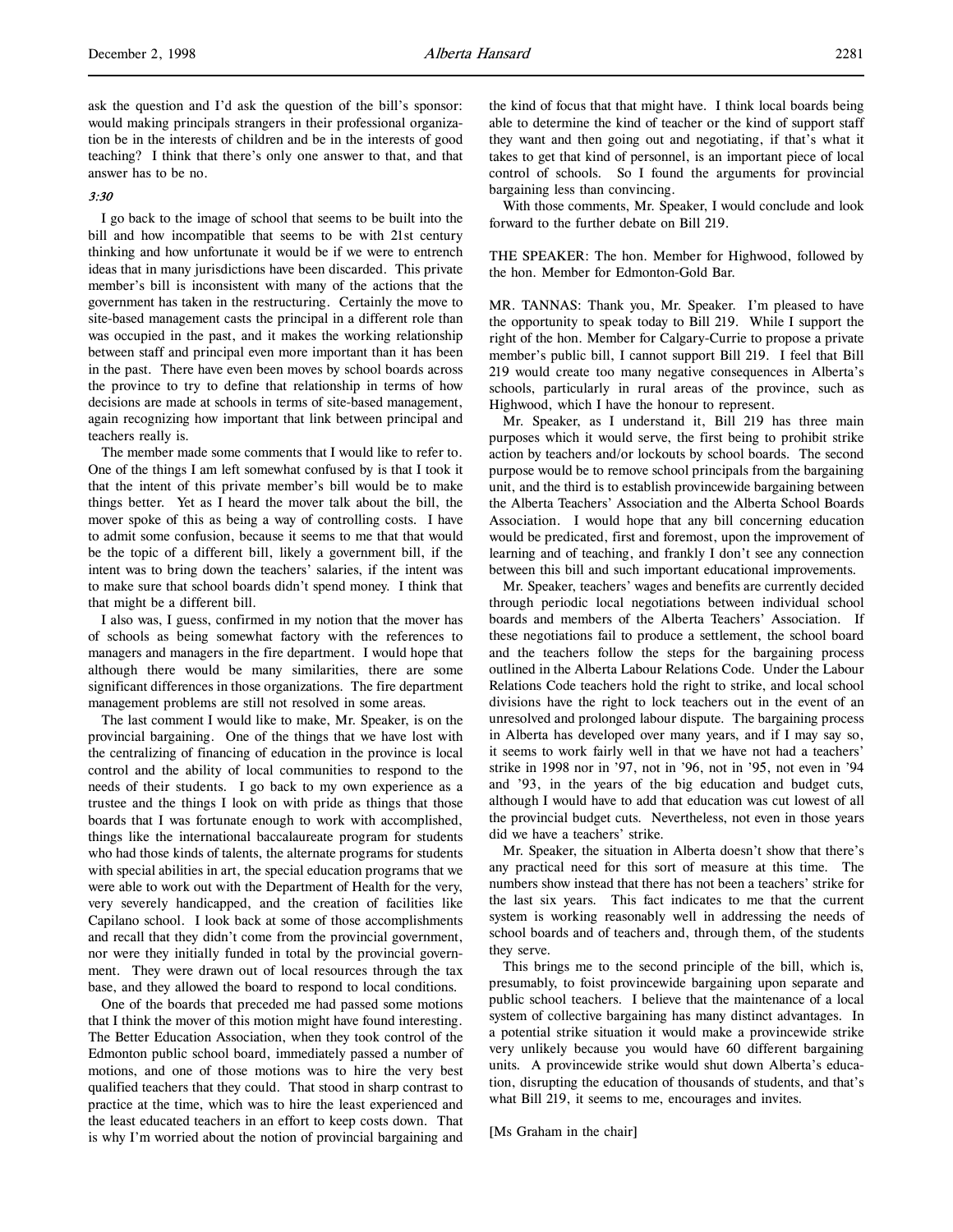ask the question and I'd ask the question of the bill's sponsor: would making principals strangers in their professional organization be in the interests of children and be in the interests of good teaching? I think that there's only one answer to that, and that answer has to be no.

*3:30*

I go back to the image of school that seems to be built into the bill and how incompatible that seems to be with 21st century thinking and how unfortunate it would be if we were to entrench ideas that in many jurisdictions have been discarded. This private member's bill is inconsistent with many of the actions that the government has taken in the restructuring. Certainly the move to site-based management casts the principal in a different role than was occupied in the past, and it makes the working relationship between staff and principal even more important than it has been in the past. There have even been moves by school boards across the province to try to define that relationship in terms of how decisions are made at schools in terms of site-based management, again recognizing how important that link between principal and teachers really is.

The member made some comments that I would like to refer to. One of the things I am left somewhat confused by is that I took it that the intent of this private member's bill would be to make things better. Yet as I heard the mover talk about the bill, the mover spoke of this as being a way of controlling costs. I have to admit some confusion, because it seems to me that that would be the topic of a different bill, likely a government bill, if the intent was to bring down the teachers' salaries, if the intent was to make sure that school boards didn't spend money. I think that that might be a different bill.

I also was, I guess, confirmed in my notion that the mover has of schools as being somewhat factory with the references to managers and managers in the fire department. I would hope that although there would be many similarities, there are some significant differences in those organizations. The fire department management problems are still not resolved in some areas.

The last comment I would like to make, Mr. Speaker, is on the provincial bargaining. One of the things that we have lost with the centralizing of financing of education in the province is local control and the ability of local communities to respond to the needs of their students. I go back to my own experience as a trustee and the things I look on with pride as things that those boards that I was fortunate enough to work with accomplished, things like the international baccalaureate program for students who had those kinds of talents, the alternate programs for students with special abilities in art, the special education programs that we were able to work out with the Department of Health for the very, very severely handicapped, and the creation of facilities like Capilano school. I look back at some of those accomplishments and recall that they didn't come from the provincial government, nor were they initially funded in total by the provincial government. They were drawn out of local resources through the tax base, and they allowed the board to respond to local conditions.

One of the boards that preceded me had passed some motions that I think the mover of this motion might have found interesting. The Better Education Association, when they took control of the Edmonton public school board, immediately passed a number of motions, and one of those motions was to hire the very best qualified teachers that they could. That stood in sharp contrast to practice at the time, which was to hire the least experienced and the least educated teachers in an effort to keep costs down. That is why I'm worried about the notion of provincial bargaining and the kind of focus that that might have. I think local boards being able to determine the kind of teacher or the kind of support staff they want and then going out and negotiating, if that's what it takes to get that kind of personnel, is an important piece of local control of schools. So I found the arguments for provincial bargaining less than convincing.

With those comments, Mr. Speaker, I would conclude and look forward to the further debate on Bill 219.

THE SPEAKER: The hon. Member for Highwood, followed by the hon. Member for Edmonton-Gold Bar.

MR. TANNAS: Thank you, Mr. Speaker. I'm pleased to have the opportunity to speak today to Bill 219. While I support the right of the hon. Member for Calgary-Currie to propose a private member's public bill, I cannot support Bill 219. I feel that Bill 219 would create too many negative consequences in Alberta's schools, particularly in rural areas of the province, such as Highwood, which I have the honour to represent.

Mr. Speaker, as I understand it, Bill 219 has three main purposes which it would serve, the first being to prohibit strike action by teachers and/or lockouts by school boards. The second purpose would be to remove school principals from the bargaining unit, and the third is to establish provincewide bargaining between the Alberta Teachers' Association and the Alberta School Boards Association. I would hope that any bill concerning education would be predicated, first and foremost, upon the improvement of learning and of teaching, and frankly I don't see any connection between this bill and such important educational improvements.

Mr. Speaker, teachers' wages and benefits are currently decided through periodic local negotiations between individual school boards and members of the Alberta Teachers' Association. If these negotiations fail to produce a settlement, the school board and the teachers follow the steps for the bargaining process outlined in the Alberta Labour Relations Code. Under the Labour Relations Code teachers hold the right to strike, and local school divisions have the right to lock teachers out in the event of an unresolved and prolonged labour dispute. The bargaining process in Alberta has developed over many years, and if I may say so, it seems to work fairly well in that we have not had a teachers' strike in 1998 nor in '97, not in '96, not in '95, not even in '94 and '93, in the years of the big education and budget cuts, although I would have to add that education was cut lowest of all the provincial budget cuts. Nevertheless, not even in those years did we have a teachers' strike.

Mr. Speaker, the situation in Alberta doesn't show that there's any practical need for this sort of measure at this time. The numbers show instead that there has not been a teachers' strike for the last six years. This fact indicates to me that the current system is working reasonably well in addressing the needs of school boards and of teachers and, through them, of the students they serve.

This brings me to the second principle of the bill, which is, presumably, to foist provincewide bargaining upon separate and public school teachers. I believe that the maintenance of a local system of collective bargaining has many distinct advantages. In a potential strike situation it would make a provincewide strike very unlikely because you would have 60 different bargaining units. A provincewide strike would shut down Alberta's education, disrupting the education of thousands of students, and that's what Bill 219, it seems to me, encourages and invites.

[Ms Graham in the chair]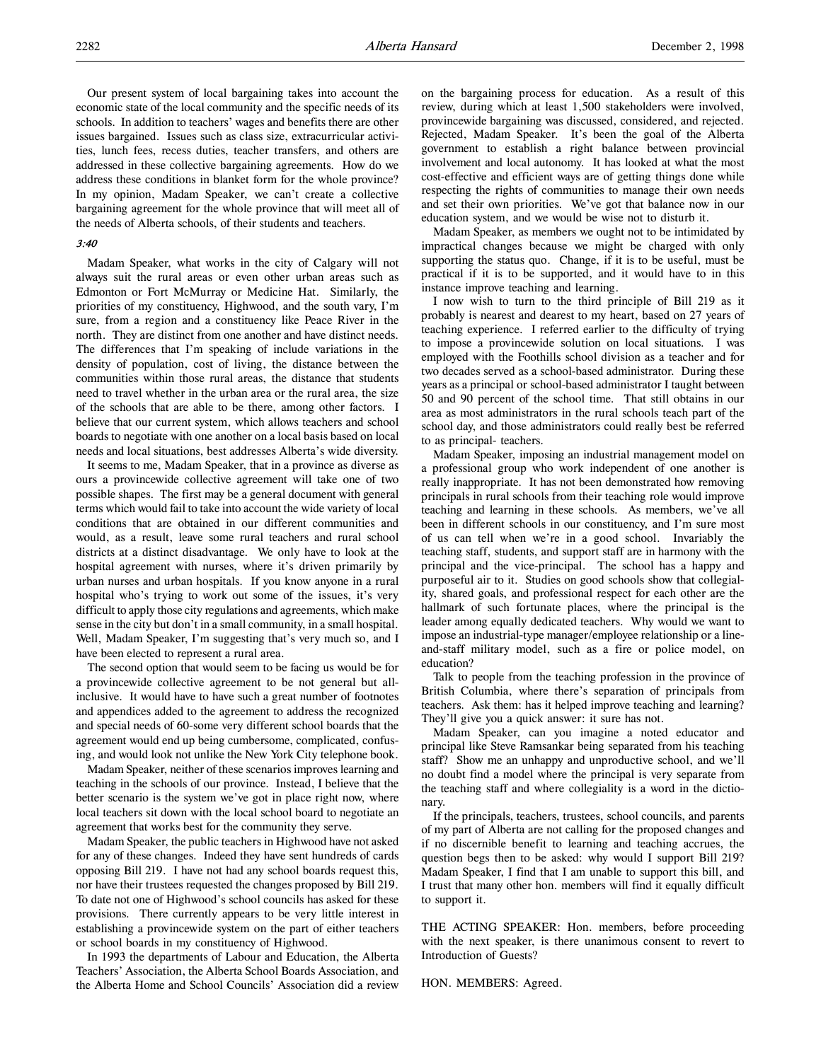Our present system of local bargaining takes into account the economic state of the local community and the specific needs of its schools. In addition to teachers' wages and benefits there are other issues bargained. Issues such as class size, extracurricular activities, lunch fees, recess duties, teacher transfers, and others are addressed in these collective bargaining agreements. How do we address these conditions in blanket form for the whole province? In my opinion, Madam Speaker, we can't create a collective bargaining agreement for the whole province that will meet all of the needs of Alberta schools, of their students and teachers.

*3:40*

Madam Speaker, what works in the city of Calgary will not always suit the rural areas or even other urban areas such as Edmonton or Fort McMurray or Medicine Hat. Similarly, the priorities of my constituency, Highwood, and the south vary, I'm sure, from a region and a constituency like Peace River in the north. They are distinct from one another and have distinct needs. The differences that I'm speaking of include variations in the density of population, cost of living, the distance between the communities within those rural areas, the distance that students need to travel whether in the urban area or the rural area, the size of the schools that are able to be there, among other factors. I believe that our current system, which allows teachers and school boards to negotiate with one another on a local basis based on local needs and local situations, best addresses Alberta's wide diversity.

It seems to me, Madam Speaker, that in a province as diverse as ours a provincewide collective agreement will take one of two possible shapes. The first may be a general document with general terms which would fail to take into account the wide variety of local conditions that are obtained in our different communities and would, as a result, leave some rural teachers and rural school districts at a distinct disadvantage. We only have to look at the hospital agreement with nurses, where it's driven primarily by urban nurses and urban hospitals. If you know anyone in a rural hospital who's trying to work out some of the issues, it's very difficult to apply those city regulations and agreements, which make sense in the city but don't in a small community, in a small hospital. Well, Madam Speaker, I'm suggesting that's very much so, and I have been elected to represent a rural area.

The second option that would seem to be facing us would be for a provincewide collective agreement to be not general but all-inclusive. It would have to have such a great number of footnotes and appendices added to the agreement to address the recognized and special needs of 60-some very different school boards that the agreement would end up being cumbersome, complicated, confusing, and would look not unlike the New York City telephone book.

Madam Speaker, neither of these scenarios improves learning and teaching in the schools of our province. Instead, I believe that the better scenario is the system we've got in place right now, where local teachers sit down with the local school board to negotiate an agreement that works best for the community they serve.

Madam Speaker, the public teachers in Highwood have not asked for any of these changes. Indeed they have sent hundreds of cards opposing Bill 219. I have not had any school boards request this, nor have their trustees requested the changes proposed by Bill 219. To date not one of Highwood's school councils has asked for these provisions. There currently appears to be very little interest in establishing a provincewide system on the part of either teachers or school boards in my constituency of Highwood.

In 1993 the departments of Labour and Education, the Alberta Teachers' Association, the Alberta School Boards Association, and the Alberta Home and School Councils' Association did a review on the bargaining process for education. As a result of this review, during which at least 1,500 stakeholders were involved, provincewide bargaining was discussed, considered, and rejected. Rejected, Madam Speaker. It's been the goal of the Alberta government to establish a right balance between provincial involvement and local autonomy. It has looked at what the most cost-effective and efficient ways are of getting things done while respecting the rights of communities to manage their own needs and set their own priorities. We've got that balance now in our education system, and we would be wise not to disturb it.

Madam Speaker, as members we ought not to be intimidated by impractical changes because we might be charged with only supporting the status quo. Change, if it is to be useful, must be practical if it is to be supported, and it would have to in this instance improve teaching and learning.

I now wish to turn to the third principle of Bill 219 as it probably is nearest and dearest to my heart, based on 27 years of teaching experience. I referred earlier to the difficulty of trying to impose a provincewide solution on local situations. I was employed with the Foothills school division as a teacher and for two decades served as a school-based administrator. During these years as a principal or school-based administrator I taught between 50 and 90 percent of the school time. That still obtains in our area as most administrators in the rural schools teach part of the school day, and those administrators could really best be referred to as principal- teachers.

Madam Speaker, imposing an industrial management model on a professional group who work independent of one another is really inappropriate. It has not been demonstrated how removing principals in rural schools from their teaching role would improve teaching and learning in these schools. As members, we've all been in different schools in our constituency, and I'm sure most of us can tell when we're in a good school. Invariably the teaching staff, students, and support staff are in harmony with the principal and the vice-principal. The school has a happy and purposeful air to it. Studies on good schools show that collegiality, shared goals, and professional respect for each other are the hallmark of such fortunate places, where the principal is the leader among equally dedicated teachers. Why would we want to impose an industrial-type manager/employee relationship or a line-and-staff military model, such as a fire or police model, on education?

Talk to people from the teaching profession in the province of British Columbia, where there's separation of principals from teachers. Ask them: has it helped improve teaching and learning? They'll give you a quick answer: it sure has not.

Madam Speaker, can you imagine a noted educator and principal like Steve Ramsankar being separated from his teaching staff? Show me an unhappy and unproductive school, and we'll no doubt find a model where the principal is very separate from the teaching staff and where collegiality is a word in the dictionary.

If the principals, teachers, trustees, school councils, and parents of my part of Alberta are not calling for the proposed changes and if no discernible benefit to learning and teaching accrues, the question begs then to be asked: why would I support Bill 219? Madam Speaker, I find that I am unable to support this bill, and I trust that many other hon. members will find it equally difficult to support it.

THE ACTING SPEAKER: Hon. members, before proceeding with the next speaker, is there unanimous consent to revert to Introduction of Guests?

HON. MEMBERS: Agreed.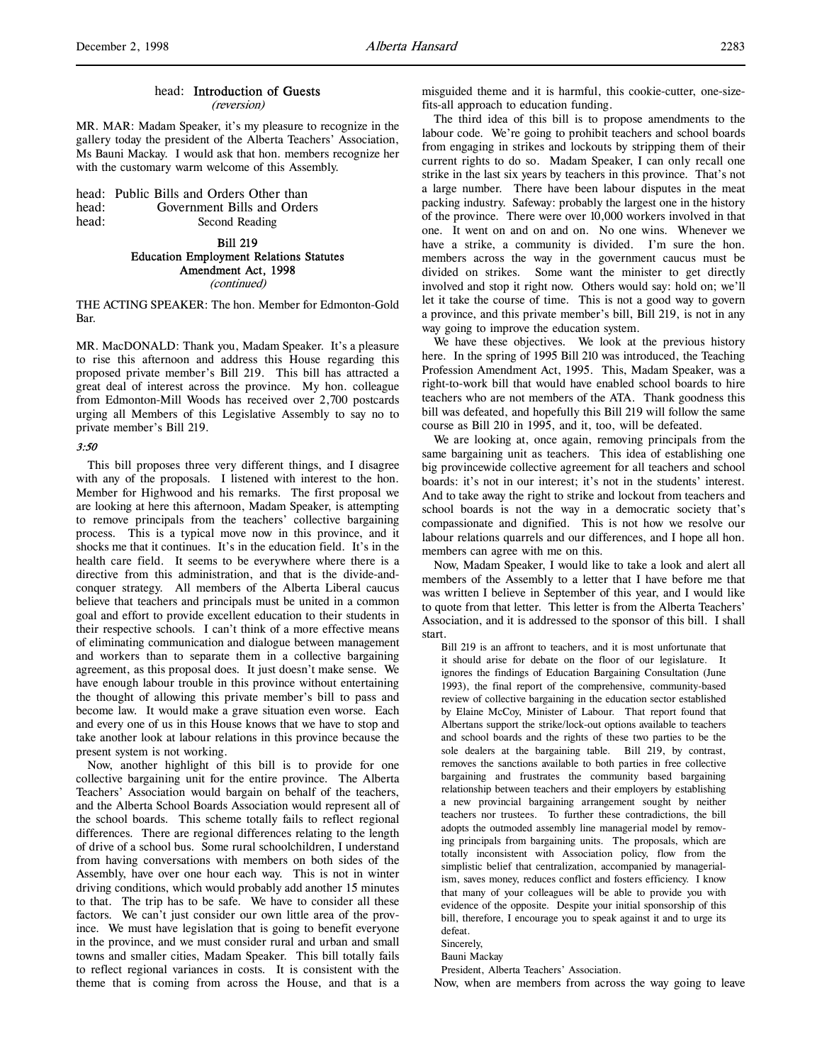head: **Introduction of Guests**
*(reversion)*

MR. MAR: Madam Speaker, it's my pleasure to recognize in the gallery today the president of the Alberta Teachers' Association, Ms Bauni Mackay. I would ask that hon. members recognize her with the customary warm welcome of this Assembly.

head: Public Bills and Orders Other than
head: Government Bills and Orders
head: Second Reading

**Bill 219**
**Education Employment Relations Statutes Amendment Act, 1998**
*(continued)*

THE ACTING SPEAKER: The hon. Member for Edmonton-Gold Bar.

MR. MacDONALD: Thank you, Madam Speaker. It's a pleasure to rise this afternoon and address this House regarding this proposed private member's Bill 219. This bill has attracted a great deal of interest across the province. My hon. colleague from Edmonton-Mill Woods has received over 2,700 postcards urging all Members of this Legislative Assembly to say no to private member's Bill 219.

*3:50*

This bill proposes three very different things, and I disagree with any of the proposals. I listened with interest to the hon. Member for Highwood and his remarks. The first proposal we are looking at here this afternoon, Madam Speaker, is attempting to remove principals from the teachers' collective bargaining process. This is a typical move now in this province, and it shocks me that it continues. It's in the education field. It's in the health care field. It seems to be everywhere where there is a directive from this administration, and that is the divide-and-conquer strategy. All members of the Alberta Liberal caucus believe that teachers and principals must be united in a common goal and effort to provide excellent education to their students in their respective schools. I can't think of a more effective means of eliminating communication and dialogue between management and workers than to separate them in a collective bargaining agreement, as this proposal does. It just doesn't make sense. We have enough labour trouble in this province without entertaining the thought of allowing this private member's bill to pass and become law. It would make a grave situation even worse. Each and every one of us in this House knows that we have to stop and take another look at labour relations in this province because the present system is not working.

Now, another highlight of this bill is to provide for one collective bargaining unit for the entire province. The Alberta Teachers' Association would bargain on behalf of the teachers, and the Alberta School Boards Association would represent all of the school boards. This scheme totally fails to reflect regional differences. There are regional differences relating to the length of drive of a school bus. Some rural schoolchildren, I understand from having conversations with members on both sides of the Assembly, have over one hour each way. This is not in winter driving conditions, which would probably add another 15 minutes to that. The trip has to be safe. We have to consider all these factors. We can't just consider our own little area of the province. We must have legislation that is going to benefit everyone in the province, and we must consider rural and urban and small towns and smaller cities, Madam Speaker. This bill totally fails to reflect regional variances in costs. It is consistent with the theme that is coming from across the House, and that is a misguided theme and it is harmful, this cookie-cutter, one-size-fits-all approach to education funding.

The third idea of this bill is to propose amendments to the labour code. We're going to prohibit teachers and school boards from engaging in strikes and lockouts by stripping them of their current rights to do so. Madam Speaker, I can only recall one strike in the last six years by teachers in this province. That's not a large number. There have been labour disputes in the meat packing industry. Safeway: probably the largest one in the history of the province. There were over 10,000 workers involved in that one. It went on and on and on. No one wins. Whenever we have a strike, a community is divided. I'm sure the hon. members across the way in the government caucus must be divided on strikes. Some want the minister to get directly involved and stop it right now. Others would say: hold on; we'll let it take the course of time. This is not a good way to govern a province, and this private member's bill, Bill 219, is not in any way going to improve the education system.

We have these objectives. We look at the previous history here. In the spring of 1995 Bill 210 was introduced, the Teaching Profession Amendment Act, 1995. This, Madam Speaker, was a right-to-work bill that would have enabled school boards to hire teachers who are not members of the ATA. Thank goodness this bill was defeated, and hopefully this Bill 219 will follow the same course as Bill 210 in 1995, and it, too, will be defeated.

We are looking at, once again, removing principals from the same bargaining unit as teachers. This idea of establishing one big provincewide collective agreement for all teachers and school boards: it's not in our interest; it's not in the students' interest. And to take away the right to strike and lockout from teachers and school boards is not the way in a democratic society that's compassionate and dignified. This is not how we resolve our labour relations quarrels and our differences, and I hope all hon. members can agree with me on this.

Now, Madam Speaker, I would like to take a look and alert all members of the Assembly to a letter that I have before me that was written I believe in September of this year, and I would like to quote from that letter. This letter is from the Alberta Teachers' Association, and it is addressed to the sponsor of this bill. I shall start.

> Bill 219 is an affront to teachers, and it is most unfortunate that it should arise for debate on the floor of our legislature. It ignores the findings of Education Bargaining Consultation (June 1993), the final report of the comprehensive, community-based review of collective bargaining in the education sector established by Elaine McCoy, Minister of Labour. That report found that Albertans support the strike/lock-out options available to teachers and school boards and the rights of these two parties to be the sole dealers at the bargaining table. Bill 219, by contrast, removes the sanctions available to both parties in free collective bargaining and frustrates the community based bargaining relationship between teachers and their employers by establishing a new provincial bargaining arrangement sought by neither teachers nor trustees. To further these contradictions, the bill adopts the outmoded assembly line managerial model by removing principals from bargaining units. The proposals, which are totally inconsistent with Association policy, flow from the simplistic belief that centralization, accompanied by managerialism, saves money, reduces conflict and fosters efficiency. I know that many of your colleagues will be able to provide you with evidence of the opposite. Despite your initial sponsorship of this bill, therefore, I encourage you to speak against it and to urge its defeat.
>
> Sincerely,
>
> Bauni Mackay
>
> President, Alberta Teachers' Association.

Now, when are members from across the way going to leave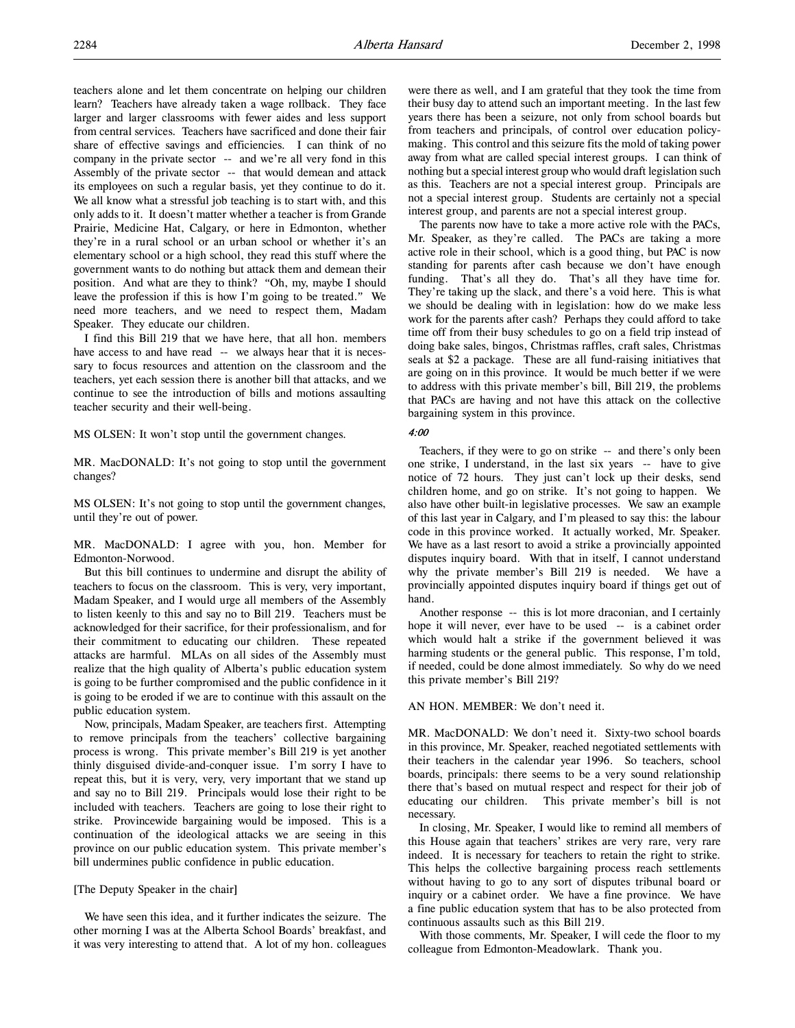teachers alone and let them concentrate on helping our children learn? Teachers have already taken a wage rollback. They face larger and larger classrooms with fewer aides and less support from central services. Teachers have sacrificed and done their fair share of effective savings and efficiencies. I can think of no company in the private sector -- and we're all very fond in this Assembly of the private sector -- that would demean and attack its employees on such a regular basis, yet they continue to do it. We all know what a stressful job teaching is to start with, and this only adds to it. It doesn't matter whether a teacher is from Grande Prairie, Medicine Hat, Calgary, or here in Edmonton, whether they're in a rural school or an urban school or whether it's an elementary school or a high school, they read this stuff where the government wants to do nothing but attack them and demean their position. And what are they to think? "Oh, my, maybe I should leave the profession if this is how I'm going to be treated." We need more teachers, and we need to respect them, Madam Speaker. They educate our children.

I find this Bill 219 that we have here, that all hon. members have access to and have read -- we always hear that it is necessary to focus resources and attention on the classroom and the teachers, yet each session there is another bill that attacks, and we continue to see the introduction of bills and motions assaulting teacher security and their well-being.

MS OLSEN: It won't stop until the government changes.

MR. MacDONALD: It's not going to stop until the government changes?

MS OLSEN: It's not going to stop until the government changes, until they're out of power.

MR. MacDONALD: I agree with you, hon. Member for Edmonton-Norwood.

But this bill continues to undermine and disrupt the ability of teachers to focus on the classroom. This is very, very important, Madam Speaker, and I would urge all members of the Assembly to listen keenly to this and say no to Bill 219. Teachers must be acknowledged for their sacrifice, for their professionalism, and for their commitment to educating our children. These repeated attacks are harmful. MLAs on all sides of the Assembly must realize that the high quality of Alberta's public education system is going to be further compromised and the public confidence in it is going to be eroded if we are to continue with this assault on the public education system.

Now, principals, Madam Speaker, are teachers first. Attempting to remove principals from the teachers' collective bargaining process is wrong. This private member's Bill 219 is yet another thinly disguised divide-and-conquer issue. I'm sorry I have to repeat this, but it is very, very, very important that we stand up and say no to Bill 219. Principals would lose their right to be included with teachers. Teachers are going to lose their right to strike. Provincewide bargaining would be imposed. This is a continuation of the ideological attacks we are seeing in this province on our public education system. This private member's bill undermines public confidence in public education.

[The Deputy Speaker in the chair]

We have seen this idea, and it further indicates the seizure. The other morning I was at the Alberta School Boards' breakfast, and it was very interesting to attend that. A lot of my hon. colleagues were there as well, and I am grateful that they took the time from their busy day to attend such an important meeting. In the last few years there has been a seizure, not only from school boards but from teachers and principals, of control over education policy-making. This control and this seizure fits the mold of taking power away from what are called special interest groups. I can think of nothing but a special interest group who would draft legislation such as this. Teachers are not a special interest group. Principals are not a special interest group. Students are certainly not a special interest group, and parents are not a special interest group.

The parents now have to take a more active role with the PACs, Mr. Speaker, as they're called. The PACs are taking a more active role in their school, which is a good thing, but PAC is now standing for parents after cash because we don't have enough funding. That's all they do. That's all they have time for. They're taking up the slack, and there's a void here. This is what we should be dealing with in legislation: how do we make less work for the parents after cash? Perhaps they could afford to take time off from their busy schedules to go on a field trip instead of doing bake sales, bingos, Christmas raffles, craft sales, Christmas seals at $2 a package. These are all fund-raising initiatives that are going on in this province. It would be much better if we were to address with this private member's bill, Bill 219, the problems that PACs are having and not have this attack on the collective bargaining system in this province.

*4:00*

Teachers, if they were to go on strike -- and there's only been one strike, I understand, in the last six years -- have to give notice of 72 hours. They just can't lock up their desks, send children home, and go on strike. It's not going to happen. We also have other built-in legislative processes. We saw an example of this last year in Calgary, and I'm pleased to say this: the labour code in this province worked. It actually worked, Mr. Speaker. We have as a last resort to avoid a strike a provincially appointed disputes inquiry board. With that in itself, I cannot understand why the private member's Bill 219 is needed. We have a provincially appointed disputes inquiry board if things get out of hand.

Another response -- this is lot more draconian, and I certainly hope it will never, ever have to be used -- is a cabinet order which would halt a strike if the government believed it was harming students or the general public. This response, I'm told, if needed, could be done almost immediately. So why do we need this private member's Bill 219?

AN HON. MEMBER: We don't need it.

MR. MacDONALD: We don't need it. Sixty-two school boards in this province, Mr. Speaker, reached negotiated settlements with their teachers in the calendar year 1996. So teachers, school boards, principals: there seems to be a very sound relationship there that's based on mutual respect and respect for their job of educating our children. This private member's bill is not necessary.

In closing, Mr. Speaker, I would like to remind all members of this House again that teachers' strikes are very rare, very rare indeed. It is necessary for teachers to retain the right to strike. This helps the collective bargaining process reach settlements without having to go to any sort of disputes tribunal board or inquiry or a cabinet order. We have a fine province. We have a fine public education system that has to be also protected from continuous assaults such as this Bill 219.

With those comments, Mr. Speaker, I will cede the floor to my colleague from Edmonton-Meadowlark. Thank you.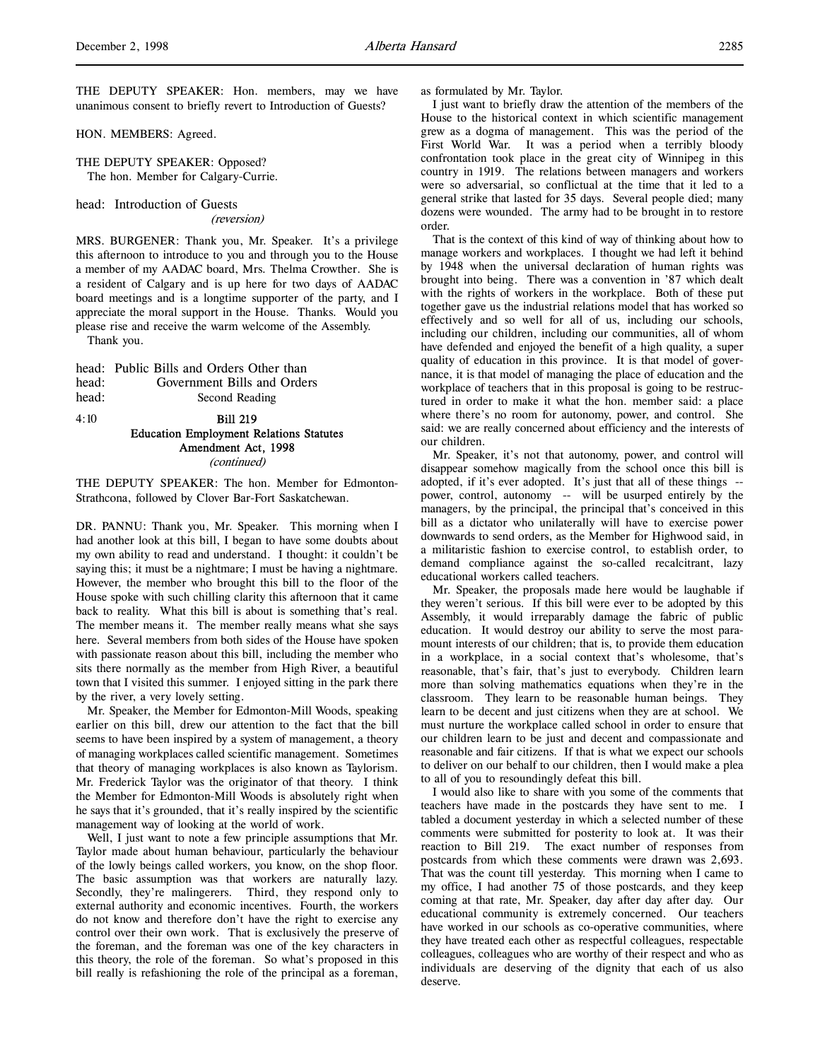THE DEPUTY SPEAKER: Hon. members, may we have unanimous consent to briefly revert to Introduction of Guests?

HON. MEMBERS: Agreed.

THE DEPUTY SPEAKER: Opposed?
The hon. Member for Calgary-Currie.

head: Introduction of Guests
*(reversion)*

MRS. BURGENER: Thank you, Mr. Speaker. It's a privilege this afternoon to introduce to you and through you to the House a member of my AADAC board, Mrs. Thelma Crowther. She is a resident of Calgary and is up here for two days of AADAC board meetings and is a longtime supporter of the party, and I appreciate the moral support in the House. Thanks. Would you please rise and receive the warm welcome of the Assembly.
Thank you.

head: Public Bills and Orders Other than
head: Government Bills and Orders
head: Second Reading

4:10 **Bill 219**
**Education Employment Relations Statutes Amendment Act, 1998**
*(continued)*

THE DEPUTY SPEAKER: The hon. Member for Edmonton-Strathcona, followed by Clover Bar-Fort Saskatchewan.

DR. PANNU: Thank you, Mr. Speaker. This morning when I had another look at this bill, I began to have some doubts about my own ability to read and understand. I thought: it couldn't be saying this; it must be a nightmare; I must be having a nightmare. However, the member who brought this bill to the floor of the House spoke with such chilling clarity this afternoon that it came back to reality. What this bill is about is something that's real. The member means it. The member really means what she says here. Several members from both sides of the House have spoken with passionate reason about this bill, including the member who sits there normally as the member from High River, a beautiful town that I visited this summer. I enjoyed sitting in the park there by the river, a very lovely setting.

Mr. Speaker, the Member for Edmonton-Mill Woods, speaking earlier on this bill, drew our attention to the fact that the bill seems to have been inspired by a system of management, a theory of managing workplaces called scientific management. Sometimes that theory of managing workplaces is also known as Taylorism. Mr. Frederick Taylor was the originator of that theory. I think the Member for Edmonton-Mill Woods is absolutely right when he says that it's grounded, that it's really inspired by the scientific management way of looking at the world of work.

Well, I just want to note a few principle assumptions that Mr. Taylor made about human behaviour, particularly the behaviour of the lowly beings called workers, you know, on the shop floor. The basic assumption was that workers are naturally lazy. Secondly, they're malingerers. Third, they respond only to external authority and economic incentives. Fourth, the workers do not know and therefore don't have the right to exercise any control over their own work. That is exclusively the preserve of the foreman, and the foreman was one of the key characters in this theory, the role of the foreman. So what's proposed in this bill really is refashioning the role of the principal as a foreman, as formulated by Mr. Taylor.

I just want to briefly draw the attention of the members of the House to the historical context in which scientific management grew as a dogma of management. This was the period of the First World War. It was a period when a terribly bloody confrontation took place in the great city of Winnipeg in this country in 1919. The relations between managers and workers were so adversarial, so conflictual at the time that it led to a general strike that lasted for 35 days. Several people died; many dozens were wounded. The army had to be brought in to restore order.

That is the context of this kind of way of thinking about how to manage workers and workplaces. I thought we had left it behind by 1948 when the universal declaration of human rights was brought into being. There was a convention in '87 which dealt with the rights of workers in the workplace. Both of these put together gave us the industrial relations model that has worked so effectively and so well for all of us, including our schools, including our children, including our communities, all of whom have defended and enjoyed the benefit of a high quality, a super quality of education in this province. It is that model of governance, it is that model of managing the place of education and the workplace of teachers that in this proposal is going to be restructured in order to make it what the hon. member said: a place where there's no room for autonomy, power, and control. She said: we are really concerned about efficiency and the interests of our children.

Mr. Speaker, it's not that autonomy, power, and control will disappear somehow magically from the school once this bill is adopted, if it's ever adopted. It's just that all of these things -- power, control, autonomy -- will be usurped entirely by the managers, by the principal, the principal that's conceived in this bill as a dictator who unilaterally will have to exercise power downwards to send orders, as the Member for Highwood said, in a militaristic fashion to exercise control, to establish order, to demand compliance against the so-called recalcitrant, lazy educational workers called teachers.

Mr. Speaker, the proposals made here would be laughable if they weren't serious. If this bill were ever to be adopted by this Assembly, it would irreparably damage the fabric of public education. It would destroy our ability to serve the most paramount interests of our children; that is, to provide them education in a workplace, in a social context that's wholesome, that's reasonable, that's fair, that's just to everybody. Children learn more than solving mathematics equations when they're in the classroom. They learn to be reasonable human beings. They learn to be decent and just citizens when they are at school. We must nurture the workplace called school in order to ensure that our children learn to be just and decent and compassionate and reasonable and fair citizens. If that is what we expect our schools to deliver on our behalf to our children, then I would make a plea to all of you to resoundingly defeat this bill.

I would also like to share with you some of the comments that teachers have made in the postcards they have sent to me. I tabled a document yesterday in which a selected number of these comments were submitted for posterity to look at. It was their reaction to Bill 219. The exact number of responses from postcards from which these comments were drawn was 2,693. That was the count till yesterday. This morning when I came to my office, I had another 75 of those postcards, and they keep coming at that rate, Mr. Speaker, day after day after day. Our educational community is extremely concerned. Our teachers have worked in our schools as co-operative communities, where they have treated each other as respectful colleagues, respectable colleagues, colleagues who are worthy of their respect and who as individuals are deserving of the dignity that each of us also deserve.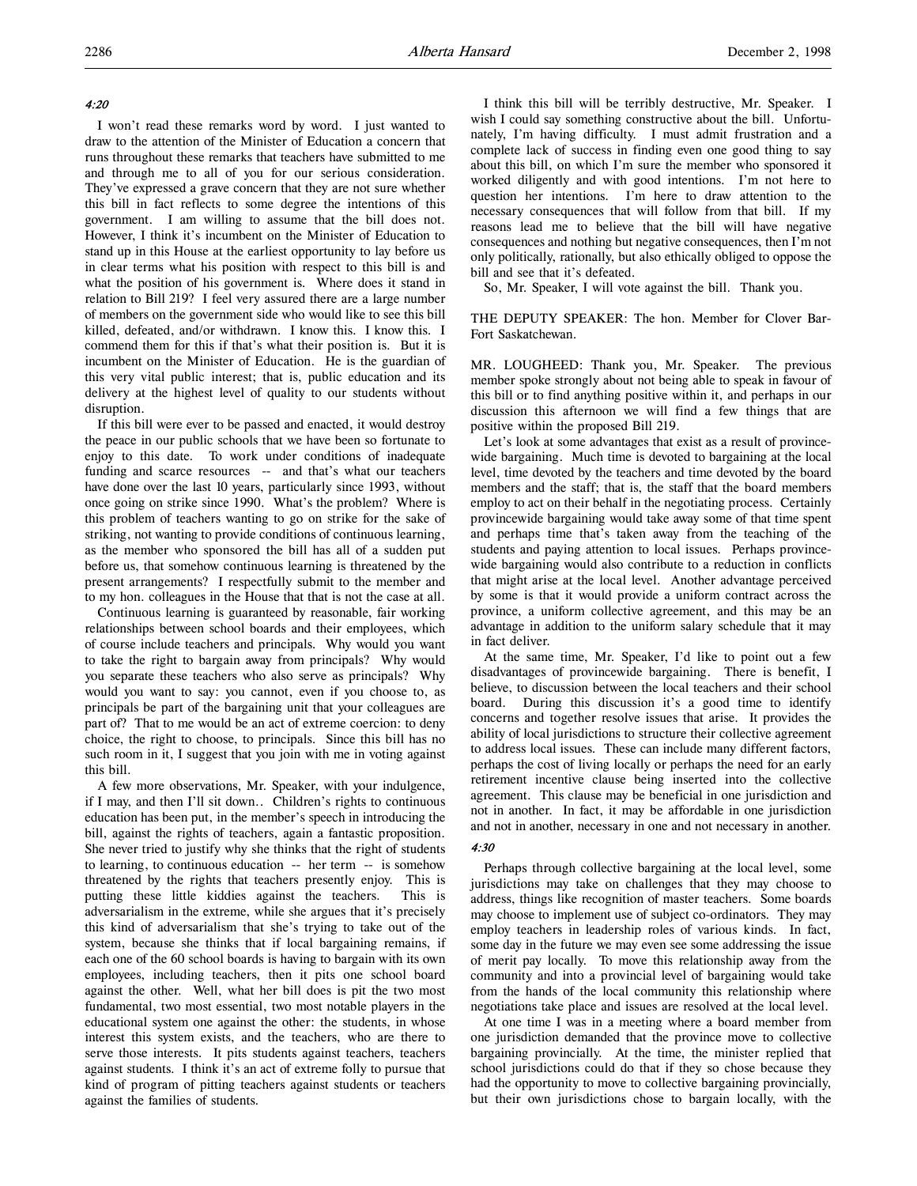*4:20*

I won't read these remarks word by word. I just wanted to draw to the attention of the Minister of Education a concern that runs throughout these remarks that teachers have submitted to me and through me to all of you for our serious consideration. They've expressed a grave concern that they are not sure whether this bill in fact reflects to some degree the intentions of this government. I am willing to assume that the bill does not. However, I think it's incumbent on the Minister of Education to stand up in this House at the earliest opportunity to lay before us in clear terms what his position with respect to this bill is and what the position of his government is. Where does it stand in relation to Bill 219? I feel very assured there are a large number of members on the government side who would like to see this bill killed, defeated, and/or withdrawn. I know this. I know this. I commend them for this if that's what their position is. But it is incumbent on the Minister of Education. He is the guardian of this very vital public interest; that is, public education and its delivery at the highest level of quality to our students without disruption.

If this bill were ever to be passed and enacted, it would destroy the peace in our public schools that we have been so fortunate to enjoy to this date. To work under conditions of inadequate funding and scarce resources -- and that's what our teachers have done over the last 10 years, particularly since 1993, without once going on strike since 1990. What's the problem? Where is this problem of teachers wanting to go on strike for the sake of striking, not wanting to provide conditions of continuous learning, as the member who sponsored the bill has all of a sudden put before us, that somehow continuous learning is threatened by the present arrangements? I respectfully submit to the member and to my hon. colleagues in the House that that is not the case at all.

Continuous learning is guaranteed by reasonable, fair working relationships between school boards and their employees, which of course include teachers and principals. Why would you want to take the right to bargain away from principals? Why would you separate these teachers who also serve as principals? Why would you want to say: you cannot, even if you choose to, as principals be part of the bargaining unit that your colleagues are part of? That to me would be an act of extreme coercion: to deny choice, the right to choose, to principals. Since this bill has no such room in it, I suggest that you join with me in voting against this bill.

A few more observations, Mr. Speaker, with your indulgence, if I may, and then I'll sit down.. Children's rights to continuous education has been put, in the member's speech in introducing the bill, against the rights of teachers, again a fantastic proposition. She never tried to justify why she thinks that the right of students to learning, to continuous education -- her term -- is somehow threatened by the rights that teachers presently enjoy. This is putting these little kiddies against the teachers. This is adversarialism in the extreme, while she argues that it's precisely this kind of adversarialism that she's trying to take out of the system, because she thinks that if local bargaining remains, if each one of the 60 school boards is having to bargain with its own employees, including teachers, then it pits one school board against the other. Well, what her bill does is pit the two most fundamental, two most essential, two most notable players in the educational system one against the other: the students, in whose interest this system exists, and the teachers, who are there to serve those interests. It pits students against teachers, teachers against students. I think it's an act of extreme folly to pursue that kind of program of pitting teachers against students or teachers against the families of students.

I think this bill will be terribly destructive, Mr. Speaker. I wish I could say something constructive about the bill. Unfortunately, I'm having difficulty. I must admit frustration and a complete lack of success in finding even one good thing to say about this bill, on which I'm sure the member who sponsored it worked diligently and with good intentions. I'm not here to question her intentions. I'm here to draw attention to the necessary consequences that will follow from that bill. If my reasons lead me to believe that the bill will have negative consequences and nothing but negative consequences, then I'm not only politically, rationally, but also ethically obliged to oppose the bill and see that it's defeated.

So, Mr. Speaker, I will vote against the bill. Thank you.

THE DEPUTY SPEAKER: The hon. Member for Clover Bar-Fort Saskatchewan.

MR. LOUGHEED: Thank you, Mr. Speaker. The previous member spoke strongly about not being able to speak in favour of this bill or to find anything positive within it, and perhaps in our discussion this afternoon we will find a few things that are positive within the proposed Bill 219.

Let's look at some advantages that exist as a result of provincewide bargaining. Much time is devoted to bargaining at the local level, time devoted by the teachers and time devoted by the board members and the staff; that is, the staff that the board members employ to act on their behalf in the negotiating process. Certainly provincewide bargaining would take away some of that time spent and perhaps time that's taken away from the teaching of the students and paying attention to local issues. Perhaps provincewide bargaining would also contribute to a reduction in conflicts that might arise at the local level. Another advantage perceived by some is that it would provide a uniform contract across the province, a uniform collective agreement, and this may be an advantage in addition to the uniform salary schedule that it may in fact deliver.

At the same time, Mr. Speaker, I'd like to point out a few disadvantages of provincewide bargaining. There is benefit, I believe, to discussion between the local teachers and their school board. During this discussion it's a good time to identify concerns and together resolve issues that arise. It provides the ability of local jurisdictions to structure their collective agreement to address local issues. These can include many different factors, perhaps the cost of living locally or perhaps the need for an early retirement incentive clause being inserted into the collective agreement. This clause may be beneficial in one jurisdiction and not in another. In fact, it may be affordable in one jurisdiction and not in another, necessary in one and not necessary in another.

*4:30*

Perhaps through collective bargaining at the local level, some jurisdictions may take on challenges that they may choose to address, things like recognition of master teachers. Some boards may choose to implement use of subject co-ordinators. They may employ teachers in leadership roles of various kinds. In fact, some day in the future we may even see some addressing the issue of merit pay locally. To move this relationship away from the community and into a provincial level of bargaining would take from the hands of the local community this relationship where negotiations take place and issues are resolved at the local level.

At one time I was in a meeting where a board member from one jurisdiction demanded that the province move to collective bargaining provincially. At the time, the minister replied that school jurisdictions could do that if they so chose because they had the opportunity to move to collective bargaining provincially, but their own jurisdictions chose to bargain locally, with the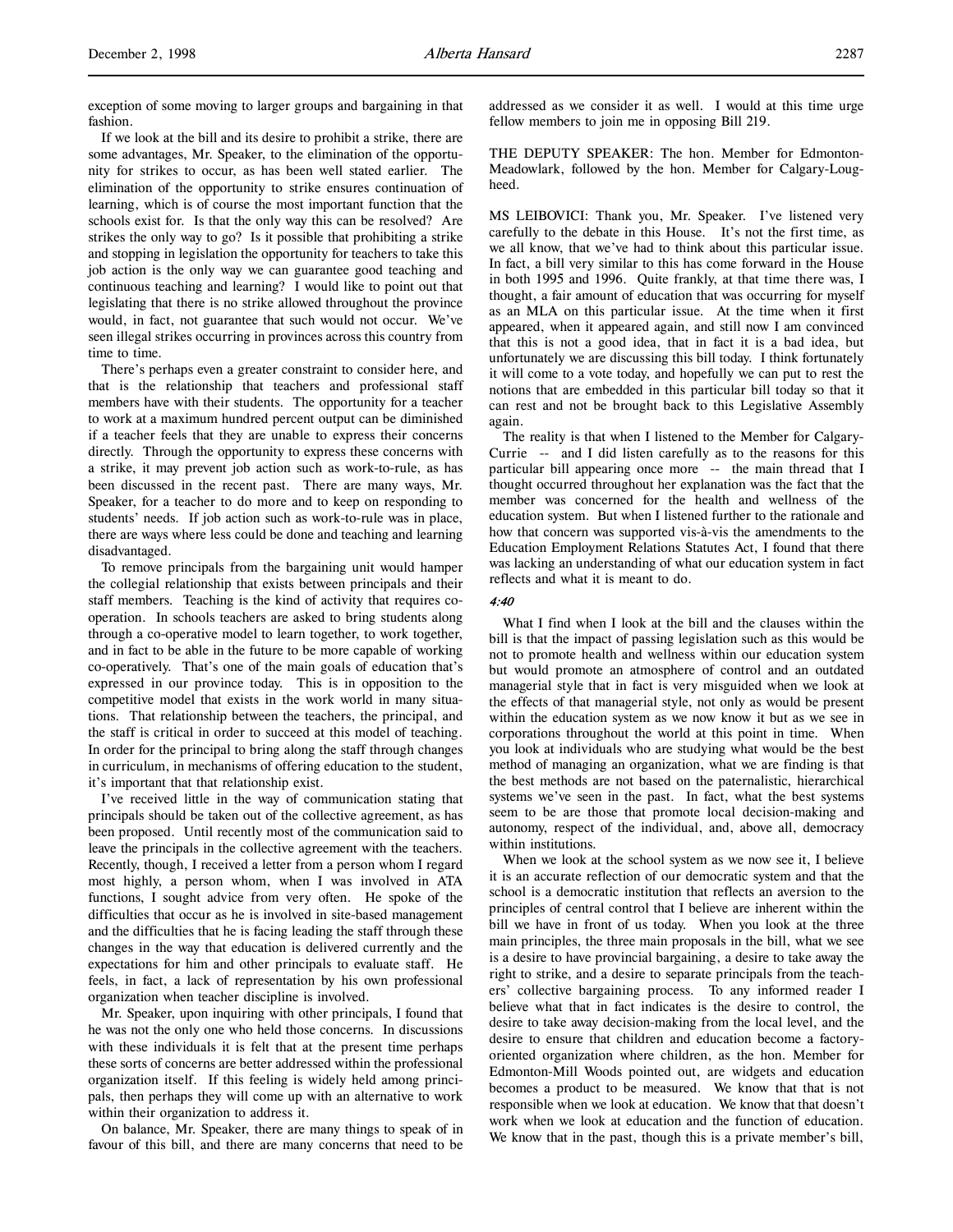exception of some moving to larger groups and bargaining in that fashion.

If we look at the bill and its desire to prohibit a strike, there are some advantages, Mr. Speaker, to the elimination of the opportunity for strikes to occur, as has been well stated earlier. The elimination of the opportunity to strike ensures continuation of learning, which is of course the most important function that the schools exist for. Is that the only way this can be resolved? Are strikes the only way to go? Is it possible that prohibiting a strike and stopping in legislation the opportunity for teachers to take this job action is the only way we can guarantee good teaching and continuous teaching and learning? I would like to point out that legislating that there is no strike allowed throughout the province would, in fact, not guarantee that such would not occur. We've seen illegal strikes occurring in provinces across this country from time to time.

There's perhaps even a greater constraint to consider here, and that is the relationship that teachers and professional staff members have with their students. The opportunity for a teacher to work at a maximum hundred percent output can be diminished if a teacher feels that they are unable to express their concerns directly. Through the opportunity to express these concerns with a strike, it may prevent job action such as work-to-rule, as has been discussed in the recent past. There are many ways, Mr. Speaker, for a teacher to do more and to keep on responding to students' needs. If job action such as work-to-rule was in place, there are ways where less could be done and teaching and learning disadvantaged.

To remove principals from the bargaining unit would hamper the collegial relationship that exists between principals and their staff members. Teaching is the kind of activity that requires cooperation. In schools teachers are asked to bring students along through a co-operative model to learn together, to work together, and in fact to be able in the future to be more capable of working co-operatively. That's one of the main goals of education that's expressed in our province today. This is in opposition to the competitive model that exists in the work world in many situations. That relationship between the teachers, the principal, and the staff is critical in order to succeed at this model of teaching. In order for the principal to bring along the staff through changes in curriculum, in mechanisms of offering education to the student, it's important that that relationship exist.

I've received little in the way of communication stating that principals should be taken out of the collective agreement, as has been proposed. Until recently most of the communication said to leave the principals in the collective agreement with the teachers. Recently, though, I received a letter from a person whom I regard most highly, a person whom, when I was involved in ATA functions, I sought advice from very often. He spoke of the difficulties that occur as he is involved in site-based management and the difficulties that he is facing leading the staff through these changes in the way that education is delivered currently and the expectations for him and other principals to evaluate staff. He feels, in fact, a lack of representation by his own professional organization when teacher discipline is involved.

Mr. Speaker, upon inquiring with other principals, I found that he was not the only one who held those concerns. In discussions with these individuals it is felt that at the present time perhaps these sorts of concerns are better addressed within the professional organization itself. If this feeling is widely held among principals, then perhaps they will come up with an alternative to work within their organization to address it.

On balance, Mr. Speaker, there are many things to speak of in favour of this bill, and there are many concerns that need to be addressed as we consider it as well. I would at this time urge fellow members to join me in opposing Bill 219.

THE DEPUTY SPEAKER: The hon. Member for Edmonton-Meadowlark, followed by the hon. Member for Calgary-Lougheed.

MS LEIBOVICI: Thank you, Mr. Speaker. I've listened very carefully to the debate in this House. It's not the first time, as we all know, that we've had to think about this particular issue. In fact, a bill very similar to this has come forward in the House in both 1995 and 1996. Quite frankly, at that time there was, I thought, a fair amount of education that was occurring for myself as an MLA on this particular issue. At the time when it first appeared, when it appeared again, and still now I am convinced that this is not a good idea, that in fact it is a bad idea, but unfortunately we are discussing this bill today. I think fortunately it will come to a vote today, and hopefully we can put to rest the notions that are embedded in this particular bill today so that it can rest and not be brought back to this Legislative Assembly again.

The reality is that when I listened to the Member for Calgary-Currie -- and I did listen carefully as to the reasons for this particular bill appearing once more -- the main thread that I thought occurred throughout her explanation was the fact that the member was concerned for the health and wellness of the education system. But when I listened further to the rationale and how that concern was supported vis-à-vis the amendments to the Education Employment Relations Statutes Act, I found that there was lacking an understanding of what our education system in fact reflects and what it is meant to do.

*4:40*

What I find when I look at the bill and the clauses within the bill is that the impact of passing legislation such as this would be not to promote health and wellness within our education system but would promote an atmosphere of control and an outdated managerial style that in fact is very misguided when we look at the effects of that managerial style, not only as would be present within the education system as we now know it but as we see in corporations throughout the world at this point in time. When you look at individuals who are studying what would be the best method of managing an organization, what we are finding is that the best methods are not based on the paternalistic, hierarchical systems we've seen in the past. In fact, what the best systems seem to be are those that promote local decision-making and autonomy, respect of the individual, and, above all, democracy within institutions.

When we look at the school system as we now see it, I believe it is an accurate reflection of our democratic system and that the school is a democratic institution that reflects an aversion to the principles of central control that I believe are inherent within the bill we have in front of us today. When you look at the three main principles, the three main proposals in the bill, what we see is a desire to have provincial bargaining, a desire to take away the right to strike, and a desire to separate principals from the teachers' collective bargaining process. To any informed reader I believe what that in fact indicates is the desire to control, the desire to take away decision-making from the local level, and the desire to ensure that children and education become a factory-oriented organization where children, as the hon. Member for Edmonton-Mill Woods pointed out, are widgets and education becomes a product to be measured. We know that that is not responsible when we look at education. We know that that doesn't work when we look at education and the function of education. We know that in the past, though this is a private member's bill,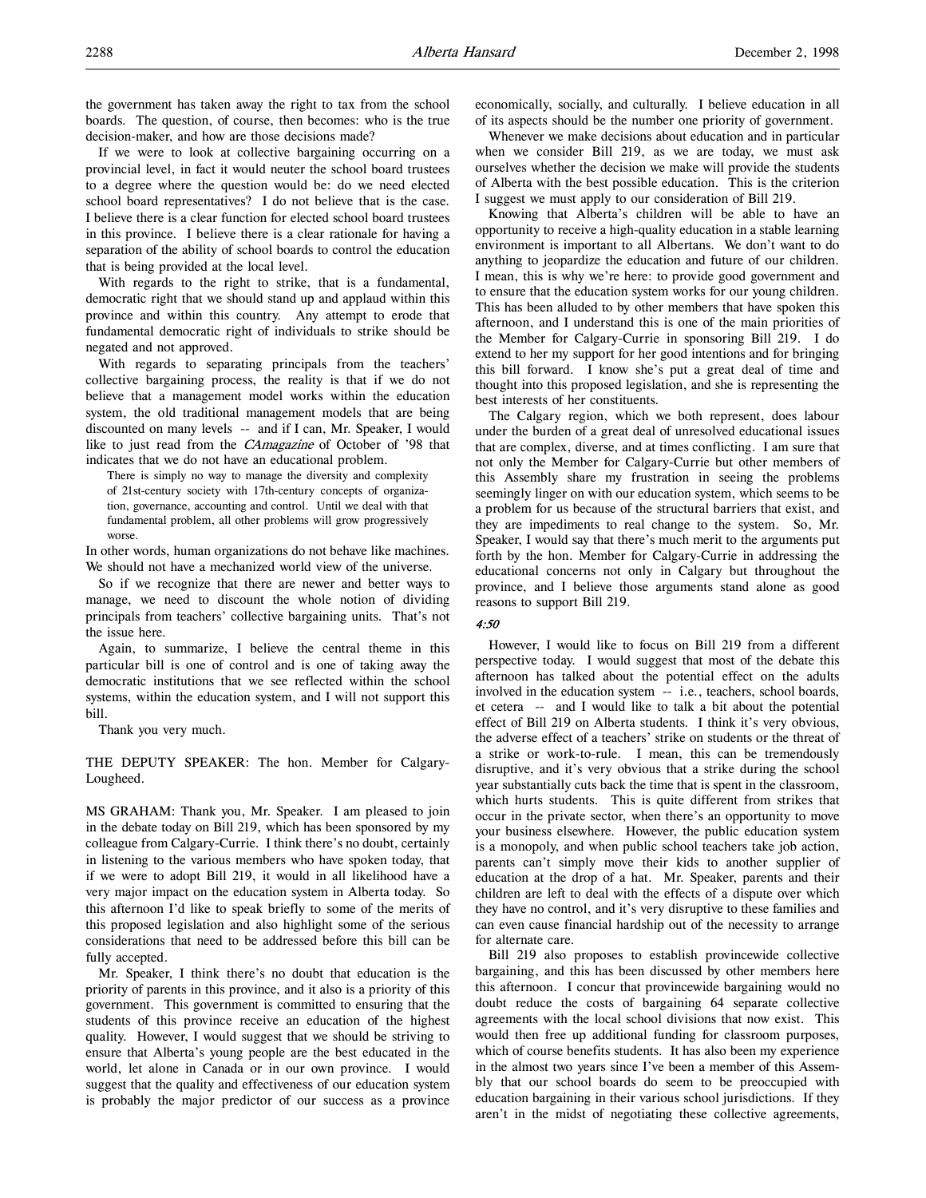the government has taken away the right to tax from the school boards. The question, of course, then becomes: who is the true decision-maker, and how are those decisions made?

If we were to look at collective bargaining occurring on a provincial level, in fact it would neuter the school board trustees to a degree where the question would be: do we need elected school board representatives? I do not believe that is the case. I believe there is a clear function for elected school board trustees in this province. I believe there is a clear rationale for having a separation of the ability of school boards to control the education that is being provided at the local level.

With regards to the right to strike, that is a fundamental, democratic right that we should stand up and applaud within this province and within this country. Any attempt to erode that fundamental democratic right of individuals to strike should be negated and not approved.

With regards to separating principals from the teachers' collective bargaining process, the reality is that if we do not believe that a management model works within the education system, the old traditional management models that are being discounted on many levels -- and if I can, Mr. Speaker, I would like to just read from the *CAmagazine* of October of '98 that indicates that we do not have an educational problem.

> There is simply no way to manage the diversity and complexity of 21st-century society with 17th-century concepts of organization, governance, accounting and control. Until we deal with that fundamental problem, all other problems will grow progressively worse.

In other words, human organizations do not behave like machines. We should not have a mechanized world view of the universe.

So if we recognize that there are newer and better ways to manage, we need to discount the whole notion of dividing principals from teachers' collective bargaining units. That's not the issue here.

Again, to summarize, I believe the central theme in this particular bill is one of control and is one of taking away the democratic institutions that we see reflected within the school systems, within the education system, and I will not support this bill.

Thank you very much.

THE DEPUTY SPEAKER: The hon. Member for Calgary-Lougheed.

MS GRAHAM: Thank you, Mr. Speaker. I am pleased to join in the debate today on Bill 219, which has been sponsored by my colleague from Calgary-Currie. I think there's no doubt, certainly in listening to the various members who have spoken today, that if we were to adopt Bill 219, it would in all likelihood have a very major impact on the education system in Alberta today. So this afternoon I'd like to speak briefly to some of the merits of this proposed legislation and also highlight some of the serious considerations that need to be addressed before this bill can be fully accepted.

Mr. Speaker, I think there's no doubt that education is the priority of parents in this province, and it also is a priority of this government. This government is committed to ensuring that the students of this province receive an education of the highest quality. However, I would suggest that we should be striving to ensure that Alberta's young people are the best educated in the world, let alone in Canada or in our own province. I would suggest that the quality and effectiveness of our education system is probably the major predictor of our success as a province economically, socially, and culturally. I believe education in all of its aspects should be the number one priority of government.

Whenever we make decisions about education and in particular when we consider Bill 219, as we are today, we must ask ourselves whether the decision we make will provide the students of Alberta with the best possible education. This is the criterion I suggest we must apply to our consideration of Bill 219.

Knowing that Alberta's children will be able to have an opportunity to receive a high-quality education in a stable learning environment is important to all Albertans. We don't want to do anything to jeopardize the education and future of our children. I mean, this is why we're here: to provide good government and to ensure that the education system works for our young children. This has been alluded to by other members that have spoken this afternoon, and I understand this is one of the main priorities of the Member for Calgary-Currie in sponsoring Bill 219. I do extend to her my support for her good intentions and for bringing this bill forward. I know she's put a great deal of time and thought into this proposed legislation, and she is representing the best interests of her constituents.

The Calgary region, which we both represent, does labour under the burden of a great deal of unresolved educational issues that are complex, diverse, and at times conflicting. I am sure that not only the Member for Calgary-Currie but other members of this Assembly share my frustration in seeing the problems seemingly linger on with our education system, which seems to be a problem for us because of the structural barriers that exist, and they are impediments to real change to the system. So, Mr. Speaker, I would say that there's much merit to the arguments put forth by the hon. Member for Calgary-Currie in addressing the educational concerns not only in Calgary but throughout the province, and I believe those arguments stand alone as good reasons to support Bill 219.

*4:50*

However, I would like to focus on Bill 219 from a different perspective today. I would suggest that most of the debate this afternoon has talked about the potential effect on the adults involved in the education system -- i.e., teachers, school boards, et cetera -- and I would like to talk a bit about the potential effect of Bill 219 on Alberta students. I think it's very obvious, the adverse effect of a teachers' strike on students or the threat of a strike or work-to-rule. I mean, this can be tremendously disruptive, and it's very obvious that a strike during the school year substantially cuts back the time that is spent in the classroom, which hurts students. This is quite different from strikes that occur in the private sector, when there's an opportunity to move your business elsewhere. However, the public education system is a monopoly, and when public school teachers take job action, parents can't simply move their kids to another supplier of education at the drop of a hat. Mr. Speaker, parents and their children are left to deal with the effects of a dispute over which they have no control, and it's very disruptive to these families and can even cause financial hardship out of the necessity to arrange for alternate care.

Bill 219 also proposes to establish provincewide collective bargaining, and this has been discussed by other members here this afternoon. I concur that provincewide bargaining would no doubt reduce the costs of bargaining 64 separate collective agreements with the local school divisions that now exist. This would then free up additional funding for classroom purposes, which of course benefits students. It has also been my experience in the almost two years since I've been a member of this Assembly that our school boards do seem to be preoccupied with education bargaining in their various school jurisdictions. If they aren't in the midst of negotiating these collective agreements,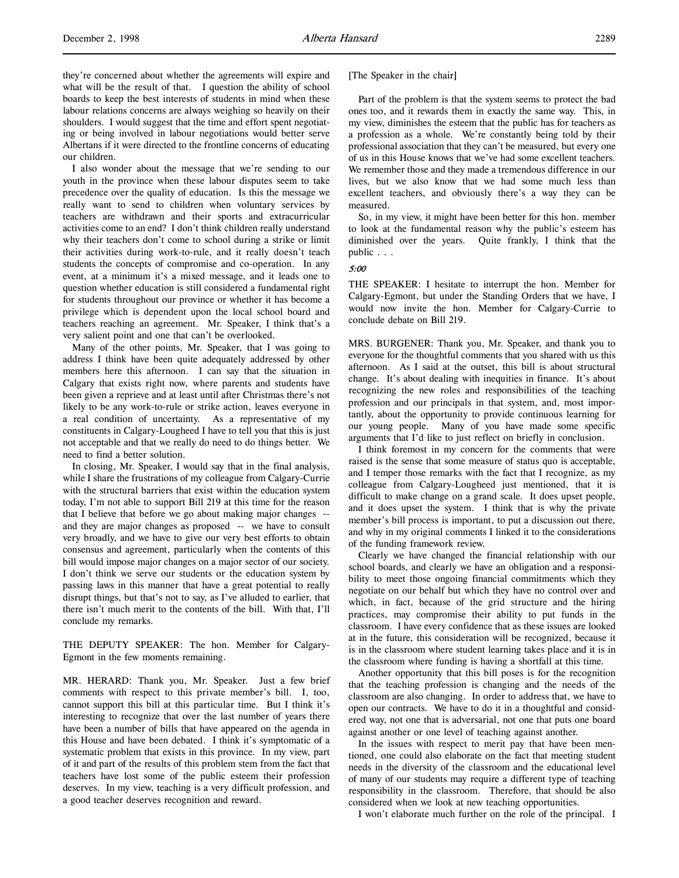they're concerned about whether the agreements will expire and what will be the result of that. I question the ability of school boards to keep the best interests of students in mind when these labour relations concerns are always weighing so heavily on their shoulders. I would suggest that the time and effort spent negotiating or being involved in labour negotiations would better serve Albertans if it were directed to the frontline concerns of educating our children.

I also wonder about the message that we're sending to our youth in the province when these labour disputes seem to take precedence over the quality of education. Is this the message we really want to send to children when voluntary services by teachers are withdrawn and their sports and extracurricular activities come to an end? I don't think children really understand why their teachers don't come to school during a strike or limit their activities during work-to-rule, and it really doesn't teach students the concepts of compromise and co-operation. In any event, at a minimum it's a mixed message, and it leads one to question whether education is still considered a fundamental right for students throughout our province or whether it has become a privilege which is dependent upon the local school board and teachers reaching an agreement. Mr. Speaker, I think that's a very salient point and one that can't be overlooked.

Many of the other points, Mr. Speaker, that I was going to address I think have been quite adequately addressed by other members here this afternoon. I can say that the situation in Calgary that exists right now, where parents and students have been given a reprieve and at least until after Christmas there's not likely to be any work-to-rule or strike action, leaves everyone in a real condition of uncertainty. As a representative of my constituents in Calgary-Lougheed I have to tell you that this is just not acceptable and that we really do need to do things better. We need to find a better solution.

In closing, Mr. Speaker, I would say that in the final analysis, while I share the frustrations of my colleague from Calgary-Currie with the structural barriers that exist within the education system today, I'm not able to support Bill 219 at this time for the reason that I believe that before we go about making major changes -- and they are major changes as proposed -- we have to consult very broadly, and we have to give our very best efforts to obtain consensus and agreement, particularly when the contents of this bill would impose major changes on a major sector of our society. I don't think we serve our students or the education system by passing laws in this manner that have a great potential to really disrupt things, but that's not to say, as I've alluded to earlier, that there isn't much merit to the contents of the bill. With that, I'll conclude my remarks.

THE DEPUTY SPEAKER: The hon. Member for Calgary-Egmont in the few moments remaining.

MR. HERARD: Thank you, Mr. Speaker. Just a few brief comments with respect to this private member's bill. I, too, cannot support this bill at this particular time. But I think it's interesting to recognize that over the last number of years there have been a number of bills that have appeared on the agenda in this House and have been debated. I think it's symptomatic of a systematic problem that exists in this province. In my view, part of it and part of the results of this problem stem from the fact that teachers have lost some of the public esteem their profession deserves. In my view, teaching is a very difficult profession, and a good teacher deserves recognition and reward.

[The Speaker in the chair]

Part of the problem is that the system seems to protect the bad ones too, and it rewards them in exactly the same way. This, in my view, diminishes the esteem that the public has for teachers as a profession as a whole. We're constantly being told by their professional association that they can't be measured, but every one of us in this House knows that we've had some excellent teachers. We remember those and they made a tremendous difference in our lives, but we also know that we had some much less than excellent teachers, and obviously there's a way they can be measured.

So, in my view, it might have been better for this hon. member to look at the fundamental reason why the public's esteem has diminished over the years. Quite frankly, I think that the public . . .

*5:00*

THE SPEAKER: I hesitate to interrupt the hon. Member for Calgary-Egmont, but under the Standing Orders that we have, I would now invite the hon. Member for Calgary-Currie to conclude debate on Bill 219.

MRS. BURGENER: Thank you, Mr. Speaker, and thank you to everyone for the thoughtful comments that you shared with us this afternoon. As I said at the outset, this bill is about structural change. It's about dealing with inequities in finance. It's about recognizing the new roles and responsibilities of the teaching profession and our principals in that system, and, most importantly, about the opportunity to provide continuous learning for our young people. Many of you have made some specific arguments that I'd like to just reflect on briefly in conclusion.

I think foremost in my concern for the comments that were raised is the sense that some measure of status quo is acceptable, and I temper those remarks with the fact that I recognize, as my colleague from Calgary-Lougheed just mentioned, that it is difficult to make change on a grand scale. It does upset people, and it does upset the system. I think that is why the private member's bill process is important, to put a discussion out there, and why in my original comments I linked it to the considerations of the funding framework review.

Clearly we have changed the financial relationship with our school boards, and clearly we have an obligation and a responsibility to meet those ongoing financial commitments which they negotiate on our behalf but which they have no control over and which, in fact, because of the grid structure and the hiring practices, may compromise their ability to put funds in the classroom. I have every confidence that as these issues are looked at in the future, this consideration will be recognized, because it is in the classroom where student learning takes place and it is in the classroom where funding is having a shortfall at this time.

Another opportunity that this bill poses is for the recognition that the teaching profession is changing and the needs of the classroom are also changing. In order to address that, we have to open our contracts. We have to do it in a thoughtful and considered way, not one that is adversarial, not one that puts one board against another or one level of teaching against another.

In the issues with respect to merit pay that have been mentioned, one could also elaborate on the fact that meeting student needs in the diversity of the classroom and the educational level of many of our students may require a different type of teaching responsibility in the classroom. Therefore, that should be also considered when we look at new teaching opportunities.

I won't elaborate much further on the role of the principal. I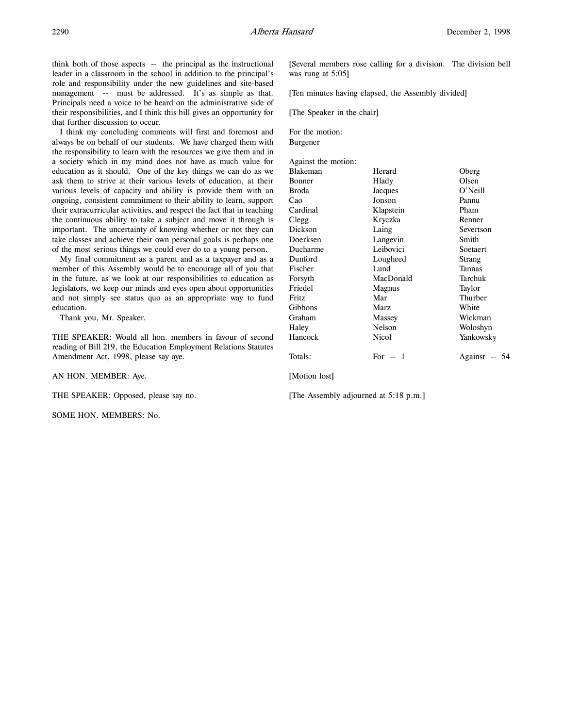think both of those aspects -- the principal as the instructional leader in a classroom in the school in addition to the principal's role and responsibility under the new guidelines and site-based management -- must be addressed. It's as simple as that. Principals need a voice to be heard on the administrative side of their responsibilities, and I think this bill gives an opportunity for that further discussion to occur.

I think my concluding comments will first and foremost and always be on behalf of our students. We have charged them with the responsibility to learn with the resources we give them and in a society which in my mind does not have as much value for education as it should. One of the key things we can do as we ask them to strive at their various levels of education, at their various levels of capacity and ability is provide them with an ongoing, consistent commitment to their ability to learn, support their extracurricular activities, and respect the fact that in teaching the continuous ability to take a subject and move it through is important. The uncertainty of knowing whether or not they can take classes and achieve their own personal goals is perhaps one of the most serious things we could ever do to a young person.

My final commitment as a parent and as a taxpayer and as a member of this Assembly would be to encourage all of you that in the future, as we look at our responsibilities to education as legislators, we keep our minds and eyes open about opportunities and not simply see status quo as an appropriate way to fund education.

Thank you, Mr. Speaker.

THE SPEAKER: Would all hon. members in favour of second reading of Bill 219, the Education Employment Relations Statutes Amendment Act, 1998, please say aye.

AN HON. MEMBER: Aye.

THE SPEAKER: Opposed, please say no.

SOME HON. MEMBERS: No.

[Several members rose calling for a division. The division bell was rung at 5:05]

[Ten minutes having elapsed, the Assembly divided]

[The Speaker in the chair]

For the motion:
Burgener

Against the motion:

| | | |
|---|---|---|
| Blakeman | Herard | Oberg |
| Bonner | Hlady | Olsen |
| Broda | Jacques | O'Neill |
| Cao | Jonson | Pannu |
| Cardinal | Klapstein | Pham |
| Clegg | Kryczka | Renner |
| Dickson | Laing | Severtson |
| Doerksen | Langevin | Smith |
| Ducharme | Leibovici | Soetaert |
| Dunford | Lougheed | Strang |
| Fischer | Lund | Tannas |
| Forsyth | MacDonald | Tarchuk |
| Friedel | Magnus | Taylor |
| Fritz | Mar | Thurber |
| Gibbons | Marz | White |
| Graham | Massey | Wickman |
| Haley | Nelson | Woloshyn |
| Hancock | Nicol | Yankowsky |
| Totals: | For -- 1 | Against -- 54 |

[Motion lost]

[The Assembly adjourned at 5:18 p.m.]